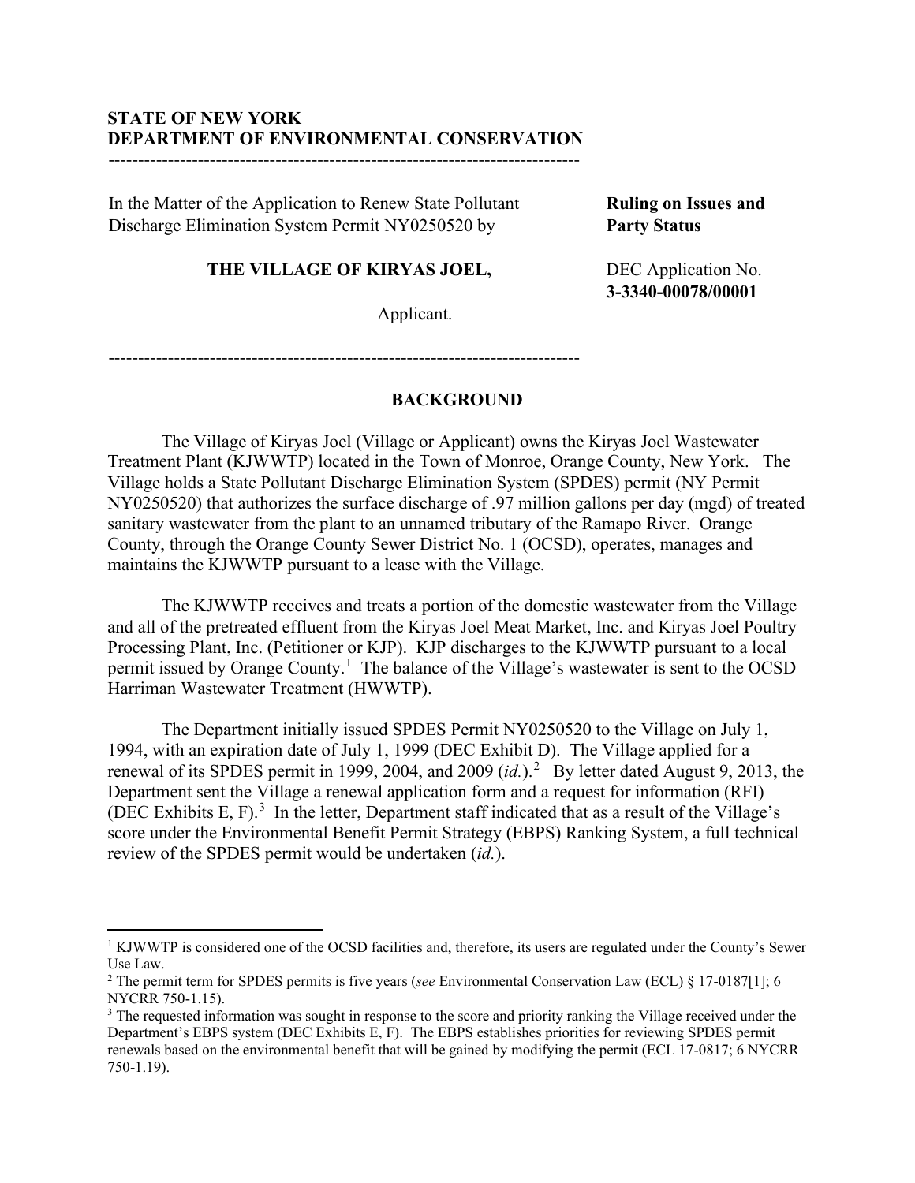**STATE OF NEW YORK**
**DEPARTMENT OF ENVIRONMENTAL CONSERVATION**

---

In the Matter of the Application to Renew State Pollutant Discharge Elimination System Permit NY0250520 by

**THE VILLAGE OF KIRYAS JOEL,**

Applicant.

**Ruling on Issues and Party Status**

DEC Application No. **3-3340-00078/00001**

---

## BACKGROUND

The Village of Kiryas Joel (Village or Applicant) owns the Kiryas Joel Wastewater Treatment Plant (KJWWTP) located in the Town of Monroe, Orange County, New York. The Village holds a State Pollutant Discharge Elimination System (SPDES) permit (NY Permit NY0250520) that authorizes the surface discharge of .97 million gallons per day (mgd) of treated sanitary wastewater from the plant to an unnamed tributary of the Ramapo River. Orange County, through the Orange County Sewer District No. 1 (OCSD), operates, manages and maintains the KJWWTP pursuant to a lease with the Village.

The KJWWTP receives and treats a portion of the domestic wastewater from the Village and all of the pretreated effluent from the Kiryas Joel Meat Market, Inc. and Kiryas Joel Poultry Processing Plant, Inc. (Petitioner or KJP). KJP discharges to the KJWWTP pursuant to a local permit issued by Orange County.[1] The balance of the Village's wastewater is sent to the OCSD Harriman Wastewater Treatment (HWWTP).

The Department initially issued SPDES Permit NY0250520 to the Village on July 1, 1994, with an expiration date of July 1, 1999 (DEC Exhibit D). The Village applied for a renewal of its SPDES permit in 1999, 2004, and 2009 (*id.*).[2] By letter dated August 9, 2013, the Department sent the Village a renewal application form and a request for information (RFI) (DEC Exhibits E, F).[3] In the letter, Department staff indicated that as a result of the Village's score under the Environmental Benefit Permit Strategy (EBPS) Ranking System, a full technical review of the SPDES permit would be undertaken (*id.*).

---

[1] KJWWTP is considered one of the OCSD facilities and, therefore, its users are regulated under the County's Sewer Use Law.

[2] The permit term for SPDES permits is five years (*see* Environmental Conservation Law (ECL) § 17-0187[1]; 6 NYCRR 750-1.15).

[3] The requested information was sought in response to the score and priority ranking the Village received under the Department's EBPS system (DEC Exhibits E, F). The EBPS establishes priorities for reviewing SPDES permit renewals based on the environmental benefit that will be gained by modifying the permit (ECL 17-0817; 6 NYCRR 750-1.19).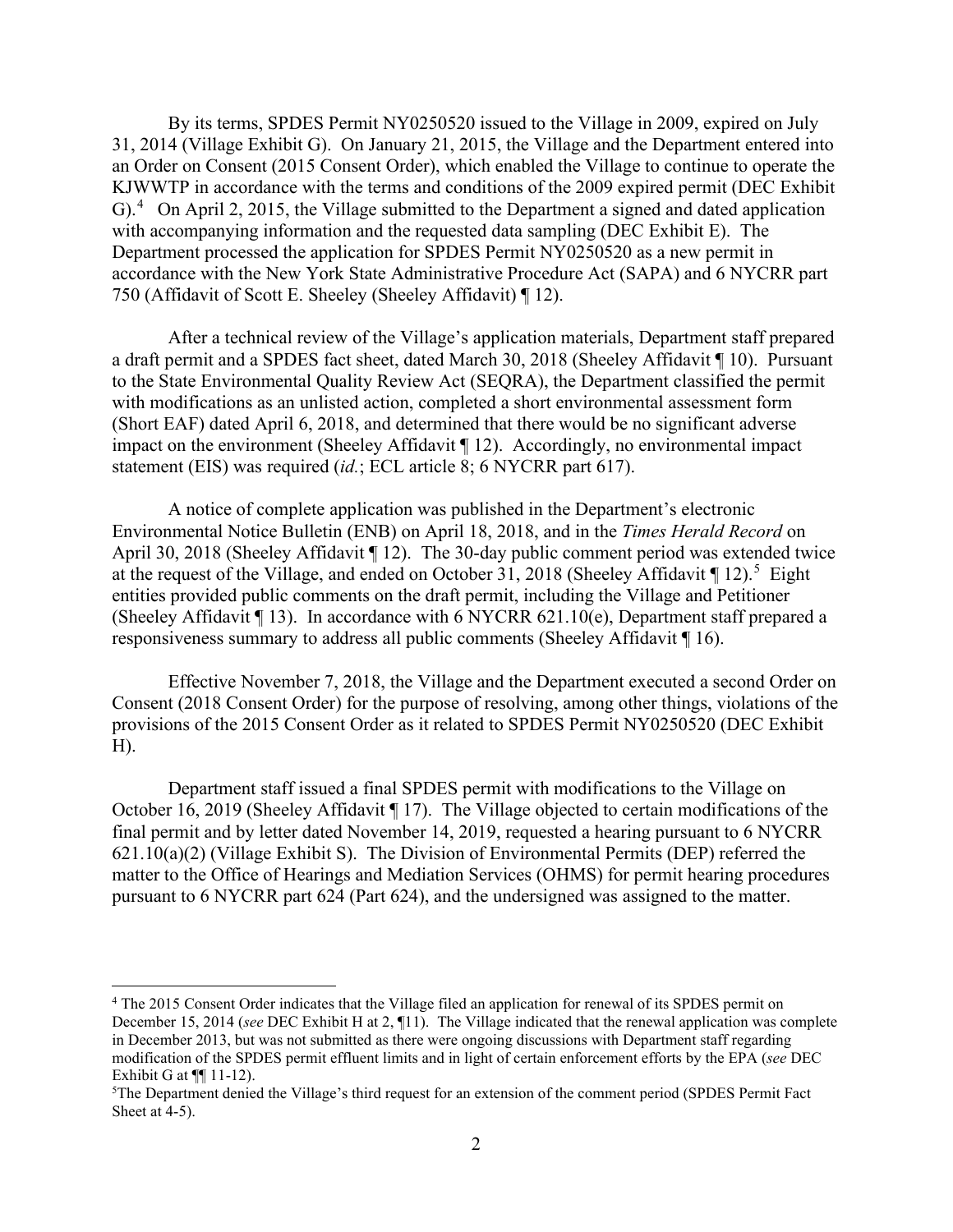By its terms, SPDES Permit NY0250520 issued to the Village in 2009, expired on July 31, 2014 (Village Exhibit G). On January 21, 2015, the Village and the Department entered into an Order on Consent (2015 Consent Order), which enabled the Village to continue to operate the KJWWTP in accordance with the terms and conditions of the 2009 expired permit (DEC Exhibit G).[4] On April 2, 2015, the Village submitted to the Department a signed and dated application with accompanying information and the requested data sampling (DEC Exhibit E). The Department processed the application for SPDES Permit NY0250520 as a new permit in accordance with the New York State Administrative Procedure Act (SAPA) and 6 NYCRR part 750 (Affidavit of Scott E. Sheeley (Sheeley Affidavit) ¶ 12).

After a technical review of the Village's application materials, Department staff prepared a draft permit and a SPDES fact sheet, dated March 30, 2018 (Sheeley Affidavit ¶ 10). Pursuant to the State Environmental Quality Review Act (SEQRA), the Department classified the permit with modifications as an unlisted action, completed a short environmental assessment form (Short EAF) dated April 6, 2018, and determined that there would be no significant adverse impact on the environment (Sheeley Affidavit ¶ 12). Accordingly, no environmental impact statement (EIS) was required (*id.*; ECL article 8; 6 NYCRR part 617).

A notice of complete application was published in the Department's electronic Environmental Notice Bulletin (ENB) on April 18, 2018, and in the *Times Herald Record* on April 30, 2018 (Sheeley Affidavit ¶ 12). The 30-day public comment period was extended twice at the request of the Village, and ended on October 31, 2018 (Sheeley Affidavit ¶ 12).[5] Eight entities provided public comments on the draft permit, including the Village and Petitioner (Sheeley Affidavit ¶ 13). In accordance with 6 NYCRR 621.10(e), Department staff prepared a responsiveness summary to address all public comments (Sheeley Affidavit ¶ 16).

Effective November 7, 2018, the Village and the Department executed a second Order on Consent (2018 Consent Order) for the purpose of resolving, among other things, violations of the provisions of the 2015 Consent Order as it related to SPDES Permit NY0250520 (DEC Exhibit H).

Department staff issued a final SPDES permit with modifications to the Village on October 16, 2019 (Sheeley Affidavit ¶ 17). The Village objected to certain modifications of the final permit and by letter dated November 14, 2019, requested a hearing pursuant to 6 NYCRR 621.10(a)(2) (Village Exhibit S). The Division of Environmental Permits (DEP) referred the matter to the Office of Hearings and Mediation Services (OHMS) for permit hearing procedures pursuant to 6 NYCRR part 624 (Part 624), and the undersigned was assigned to the matter.

---

[4] The 2015 Consent Order indicates that the Village filed an application for renewal of its SPDES permit on December 15, 2014 (*see* DEC Exhibit H at 2, ¶11). The Village indicated that the renewal application was complete in December 2013, but was not submitted as there were ongoing discussions with Department staff regarding modification of the SPDES permit effluent limits and in light of certain enforcement efforts by the EPA (*see* DEC Exhibit G at ¶¶ 11-12).

[5] The Department denied the Village's third request for an extension of the comment period (SPDES Permit Fact Sheet at 4-5).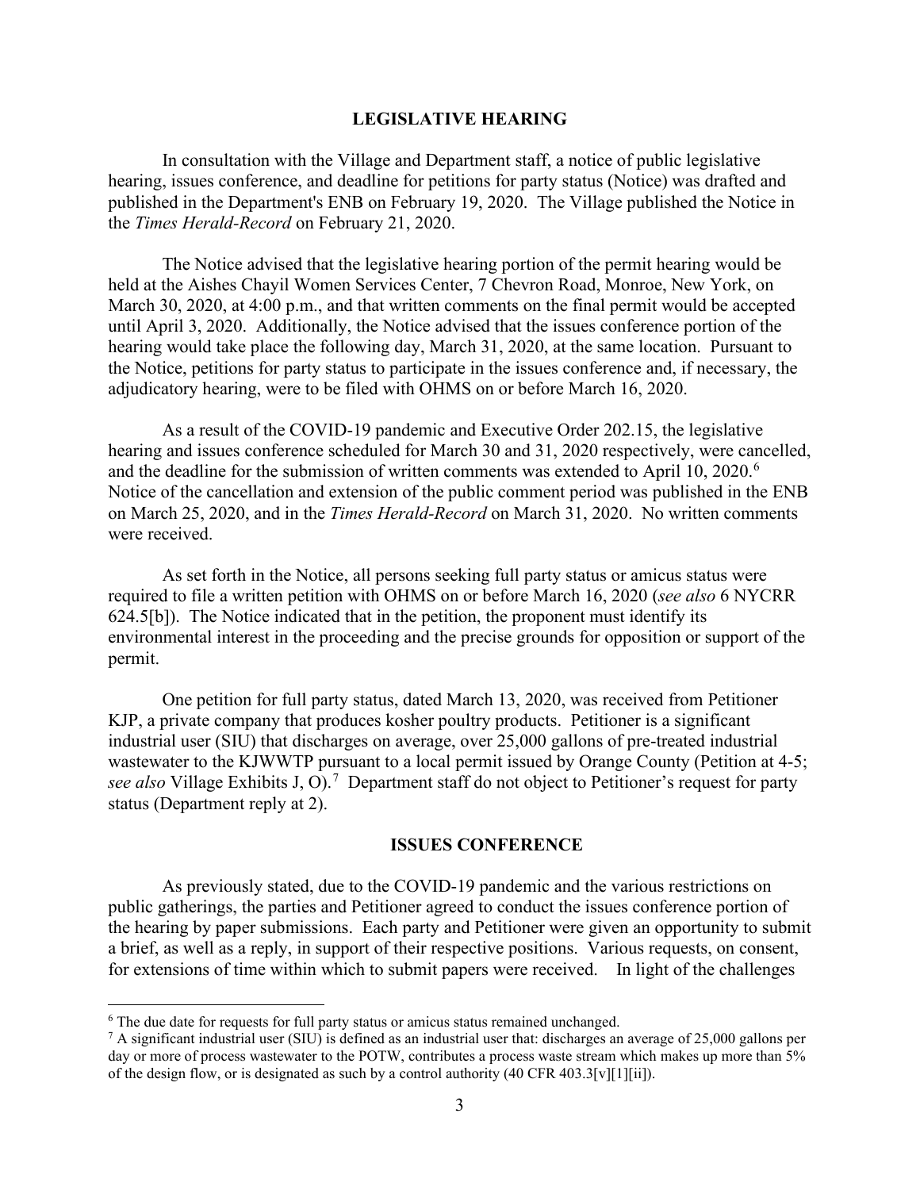## LEGISLATIVE HEARING

In consultation with the Village and Department staff, a notice of public legislative hearing, issues conference, and deadline for petitions for party status (Notice) was drafted and published in the Department's ENB on February 19, 2020. The Village published the Notice in the *Times Herald-Record* on February 21, 2020.

The Notice advised that the legislative hearing portion of the permit hearing would be held at the Aishes Chayil Women Services Center, 7 Chevron Road, Monroe, New York, on March 30, 2020, at 4:00 p.m., and that written comments on the final permit would be accepted until April 3, 2020. Additionally, the Notice advised that the issues conference portion of the hearing would take place the following day, March 31, 2020, at the same location. Pursuant to the Notice, petitions for party status to participate in the issues conference and, if necessary, the adjudicatory hearing, were to be filed with OHMS on or before March 16, 2020.

As a result of the COVID-19 pandemic and Executive Order 202.15, the legislative hearing and issues conference scheduled for March 30 and 31, 2020 respectively, were cancelled, and the deadline for the submission of written comments was extended to April 10, 2020.[6] Notice of the cancellation and extension of the public comment period was published in the ENB on March 25, 2020, and in the *Times Herald-Record* on March 31, 2020. No written comments were received.

As set forth in the Notice, all persons seeking full party status or amicus status were required to file a written petition with OHMS on or before March 16, 2020 (*see also* 6 NYCRR 624.5[b]). The Notice indicated that in the petition, the proponent must identify its environmental interest in the proceeding and the precise grounds for opposition or support of the permit.

One petition for full party status, dated March 13, 2020, was received from Petitioner KJP, a private company that produces kosher poultry products. Petitioner is a significant industrial user (SIU) that discharges on average, over 25,000 gallons of pre-treated industrial wastewater to the KJWWTP pursuant to a local permit issued by Orange County (Petition at 4-5; *see also* Village Exhibits J, O).[7] Department staff do not object to Petitioner's request for party status (Department reply at 2).

## ISSUES CONFERENCE

As previously stated, due to the COVID-19 pandemic and the various restrictions on public gatherings, the parties and Petitioner agreed to conduct the issues conference portion of the hearing by paper submissions. Each party and Petitioner were given an opportunity to submit a brief, as well as a reply, in support of their respective positions. Various requests, on consent, for extensions of time within which to submit papers were received. In light of the challenges

---

[6] The due date for requests for full party status or amicus status remained unchanged.

[7] A significant industrial user (SIU) is defined as an industrial user that: discharges an average of 25,000 gallons per day or more of process wastewater to the POTW, contributes a process waste stream which makes up more than 5% of the design flow, or is designated as such by a control authority (40 CFR 403.3[v][1][ii]).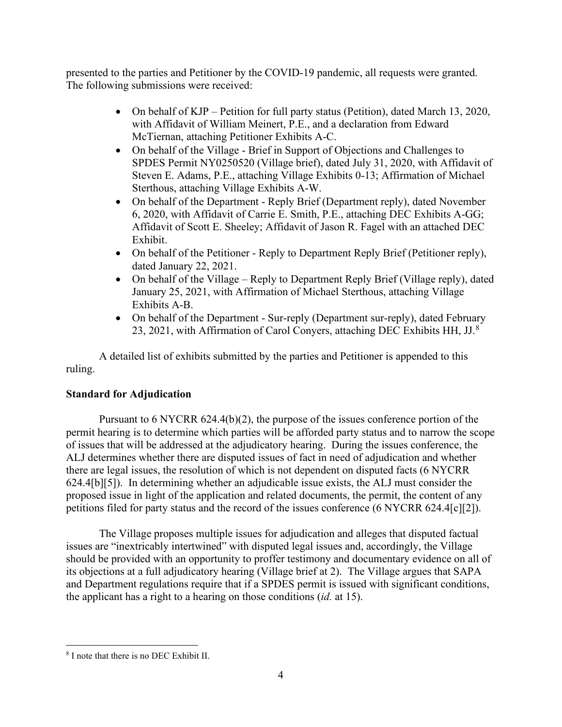presented to the parties and Petitioner by the COVID-19 pandemic, all requests were granted. The following submissions were received:

- On behalf of KJP – Petition for full party status (Petition), dated March 13, 2020, with Affidavit of William Meinert, P.E., and a declaration from Edward McTiernan, attaching Petitioner Exhibits A-C.
- On behalf of the Village - Brief in Support of Objections and Challenges to SPDES Permit NY0250520 (Village brief), dated July 31, 2020, with Affidavit of Steven E. Adams, P.E., attaching Village Exhibits 0-13; Affirmation of Michael Sterthous, attaching Village Exhibits A-W.
- On behalf of the Department - Reply Brief (Department reply), dated November 6, 2020, with Affidavit of Carrie E. Smith, P.E., attaching DEC Exhibits A-GG; Affidavit of Scott E. Sheeley; Affidavit of Jason R. Fagel with an attached DEC Exhibit.
- On behalf of the Petitioner - Reply to Department Reply Brief (Petitioner reply), dated January 22, 2021.
- On behalf of the Village – Reply to Department Reply Brief (Village reply), dated January 25, 2021, with Affirmation of Michael Sterthous, attaching Village Exhibits A-B.
- On behalf of the Department - Sur-reply (Department sur-reply), dated February 23, 2021, with Affirmation of Carol Conyers, attaching DEC Exhibits HH, JJ.[8]

A detailed list of exhibits submitted by the parties and Petitioner is appended to this ruling.

**Standard for Adjudication**

Pursuant to 6 NYCRR 624.4(b)(2), the purpose of the issues conference portion of the permit hearing is to determine which parties will be afforded party status and to narrow the scope of issues that will be addressed at the adjudicatory hearing. During the issues conference, the ALJ determines whether there are disputed issues of fact in need of adjudication and whether there are legal issues, the resolution of which is not dependent on disputed facts (6 NYCRR 624.4[b][5]). In determining whether an adjudicable issue exists, the ALJ must consider the proposed issue in light of the application and related documents, the permit, the content of any petitions filed for party status and the record of the issues conference (6 NYCRR 624.4[c][2]).

The Village proposes multiple issues for adjudication and alleges that disputed factual issues are "inextricably intertwined" with disputed legal issues and, accordingly, the Village should be provided with an opportunity to proffer testimony and documentary evidence on all of its objections at a full adjudicatory hearing (Village brief at 2). The Village argues that SAPA and Department regulations require that if a SPDES permit is issued with significant conditions, the applicant has a right to a hearing on those conditions (*id.* at 15).

[8] I note that there is no DEC Exhibit II.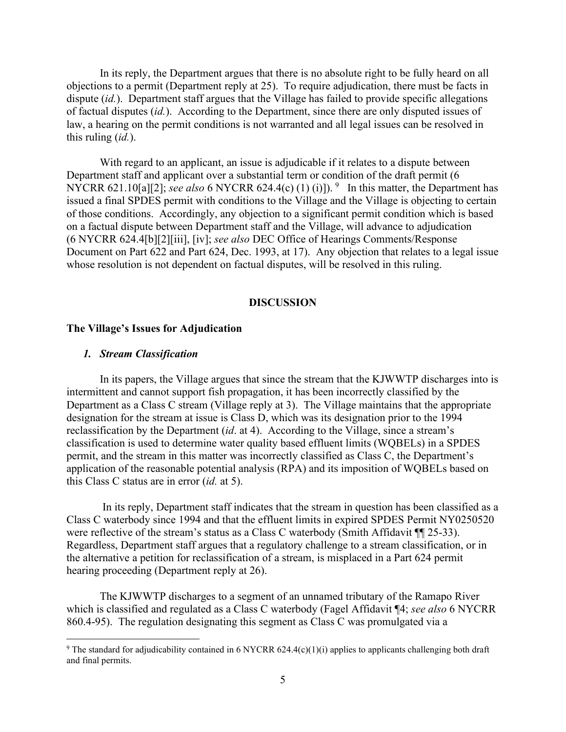In its reply, the Department argues that there is no absolute right to be fully heard on all objections to a permit (Department reply at 25). To require adjudication, there must be facts in dispute (*id.*). Department staff argues that the Village has failed to provide specific allegations of factual disputes (*id.*). According to the Department, since there are only disputed issues of law, a hearing on the permit conditions is not warranted and all legal issues can be resolved in this ruling (*id.*).

With regard to an applicant, an issue is adjudicable if it relates to a dispute between Department staff and applicant over a substantial term or condition of the draft permit (6 NYCRR 621.10[a][2]; *see also* 6 NYCRR 624.4(c) (1) (i)]).[9] In this matter, the Department has issued a final SPDES permit with conditions to the Village and the Village is objecting to certain of those conditions. Accordingly, any objection to a significant permit condition which is based on a factual dispute between Department staff and the Village, will advance to adjudication (6 NYCRR 624.4[b][2][iii], [iv]; *see also* DEC Office of Hearings Comments/Response Document on Part 622 and Part 624, Dec. 1993, at 17). Any objection that relates to a legal issue whose resolution is not dependent on factual disputes, will be resolved in this ruling.

## DISCUSSION

### The Village's Issues for Adjudication

#### *1. Stream Classification*

In its papers, the Village argues that since the stream that the KJWWTP discharges into is intermittent and cannot support fish propagation, it has been incorrectly classified by the Department as a Class C stream (Village reply at 3). The Village maintains that the appropriate designation for the stream at issue is Class D, which was its designation prior to the 1994 reclassification by the Department (*id*. at 4). According to the Village, since a stream's classification is used to determine water quality based effluent limits (WQBELs) in a SPDES permit, and the stream in this matter was incorrectly classified as Class C, the Department's application of the reasonable potential analysis (RPA) and its imposition of WQBELs based on this Class C status are in error (*id.* at 5).

In its reply, Department staff indicates that the stream in question has been classified as a Class C waterbody since 1994 and that the effluent limits in expired SPDES Permit NY0250520 were reflective of the stream's status as a Class C waterbody (Smith Affidavit ¶¶ 25-33). Regardless, Department staff argues that a regulatory challenge to a stream classification, or in the alternative a petition for reclassification of a stream, is misplaced in a Part 624 permit hearing proceeding (Department reply at 26).

The KJWWTP discharges to a segment of an unnamed tributary of the Ramapo River which is classified and regulated as a Class C waterbody (Fagel Affidavit ¶4; *see also* 6 NYCRR 860.4-95). The regulation designating this segment as Class C was promulgated via a

---

[9] The standard for adjudicability contained in 6 NYCRR 624.4(c)(1)(i) applies to applicants challenging both draft and final permits.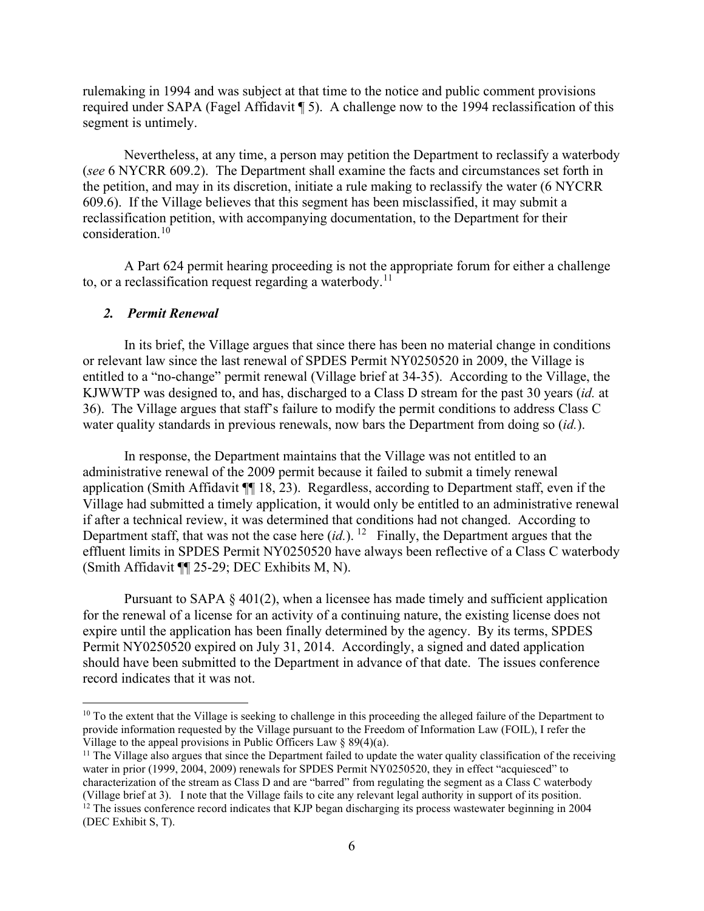rulemaking in 1994 and was subject at that time to the notice and public comment provisions required under SAPA (Fagel Affidavit ¶ 5). A challenge now to the 1994 reclassification of this segment is untimely.

Nevertheless, at any time, a person may petition the Department to reclassify a waterbody (*see* 6 NYCRR 609.2). The Department shall examine the facts and circumstances set forth in the petition, and may in its discretion, initiate a rule making to reclassify the water (6 NYCRR 609.6). If the Village believes that this segment has been misclassified, it may submit a reclassification petition, with accompanying documentation, to the Department for their consideration.[10]

A Part 624 permit hearing proceeding is not the appropriate forum for either a challenge to, or a reclassification request regarding a waterbody.[11]

### *2. Permit Renewal*

In its brief, the Village argues that since there has been no material change in conditions or relevant law since the last renewal of SPDES Permit NY0250520 in 2009, the Village is entitled to a "no-change" permit renewal (Village brief at 34-35). According to the Village, the KJWWTP was designed to, and has, discharged to a Class D stream for the past 30 years (*id.* at 36). The Village argues that staff's failure to modify the permit conditions to address Class C water quality standards in previous renewals, now bars the Department from doing so (*id.*).

In response, the Department maintains that the Village was not entitled to an administrative renewal of the 2009 permit because it failed to submit a timely renewal application (Smith Affidavit ¶¶ 18, 23). Regardless, according to Department staff, even if the Village had submitted a timely application, it would only be entitled to an administrative renewal if after a technical review, it was determined that conditions had not changed. According to Department staff, that was not the case here (*id.*).[12] Finally, the Department argues that the effluent limits in SPDES Permit NY0250520 have always been reflective of a Class C waterbody (Smith Affidavit ¶¶ 25-29; DEC Exhibits M, N).

Pursuant to SAPA § 401(2), when a licensee has made timely and sufficient application for the renewal of a license for an activity of a continuing nature, the existing license does not expire until the application has been finally determined by the agency. By its terms, SPDES Permit NY0250520 expired on July 31, 2014. Accordingly, a signed and dated application should have been submitted to the Department in advance of that date. The issues conference record indicates that it was not.

---

[10] To the extent that the Village is seeking to challenge in this proceeding the alleged failure of the Department to provide information requested by the Village pursuant to the Freedom of Information Law (FOIL), I refer the Village to the appeal provisions in Public Officers Law § 89(4)(a).

[11] The Village also argues that since the Department failed to update the water quality classification of the receiving water in prior (1999, 2004, 2009) renewals for SPDES Permit NY0250520, they in effect "acquiesced" to characterization of the stream as Class D and are "barred" from regulating the segment as a Class C waterbody (Village brief at 3). I note that the Village fails to cite any relevant legal authority in support of its position.

[12] The issues conference record indicates that KJP began discharging its process wastewater beginning in 2004 (DEC Exhibit S, T).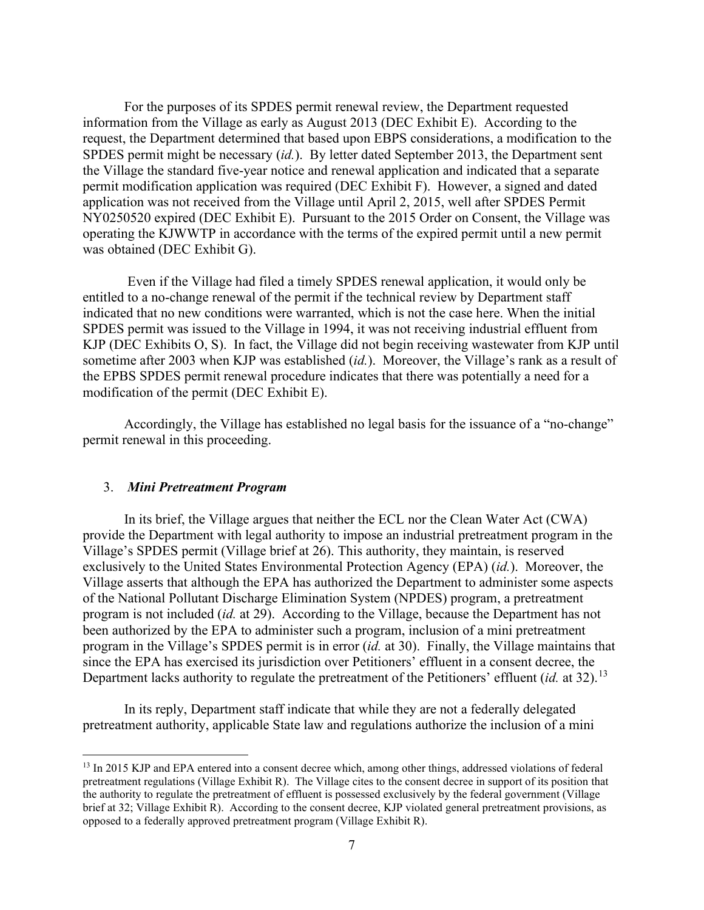For the purposes of its SPDES permit renewal review, the Department requested information from the Village as early as August 2013 (DEC Exhibit E). According to the request, the Department determined that based upon EBPS considerations, a modification to the SPDES permit might be necessary (*id.*). By letter dated September 2013, the Department sent the Village the standard five-year notice and renewal application and indicated that a separate permit modification application was required (DEC Exhibit F). However, a signed and dated application was not received from the Village until April 2, 2015, well after SPDES Permit NY0250520 expired (DEC Exhibit E). Pursuant to the 2015 Order on Consent, the Village was operating the KJWWTP in accordance with the terms of the expired permit until a new permit was obtained (DEC Exhibit G).

Even if the Village had filed a timely SPDES renewal application, it would only be entitled to a no-change renewal of the permit if the technical review by Department staff indicated that no new conditions were warranted, which is not the case here. When the initial SPDES permit was issued to the Village in 1994, it was not receiving industrial effluent from KJP (DEC Exhibits O, S). In fact, the Village did not begin receiving wastewater from KJP until sometime after 2003 when KJP was established (*id.*). Moreover, the Village's rank as a result of the EPBS SPDES permit renewal procedure indicates that there was potentially a need for a modification of the permit (DEC Exhibit E).

Accordingly, the Village has established no legal basis for the issuance of a "no-change" permit renewal in this proceeding.

### 3. *Mini Pretreatment Program*

In its brief, the Village argues that neither the ECL nor the Clean Water Act (CWA) provide the Department with legal authority to impose an industrial pretreatment program in the Village's SPDES permit (Village brief at 26). This authority, they maintain, is reserved exclusively to the United States Environmental Protection Agency (EPA) (*id.*). Moreover, the Village asserts that although the EPA has authorized the Department to administer some aspects of the National Pollutant Discharge Elimination System (NPDES) program, a pretreatment program is not included (*id.* at 29). According to the Village, because the Department has not been authorized by the EPA to administer such a program, inclusion of a mini pretreatment program in the Village's SPDES permit is in error (*id.* at 30). Finally, the Village maintains that since the EPA has exercised its jurisdiction over Petitioners' effluent in a consent decree, the Department lacks authority to regulate the pretreatment of the Petitioners' effluent (*id.* at 32).[13]

In its reply, Department staff indicate that while they are not a federally delegated pretreatment authority, applicable State law and regulations authorize the inclusion of a mini

[13] In 2015 KJP and EPA entered into a consent decree which, among other things, addressed violations of federal pretreatment regulations (Village Exhibit R). The Village cites to the consent decree in support of its position that the authority to regulate the pretreatment of effluent is possessed exclusively by the federal government (Village brief at 32; Village Exhibit R). According to the consent decree, KJP violated general pretreatment provisions, as opposed to a federally approved pretreatment program (Village Exhibit R).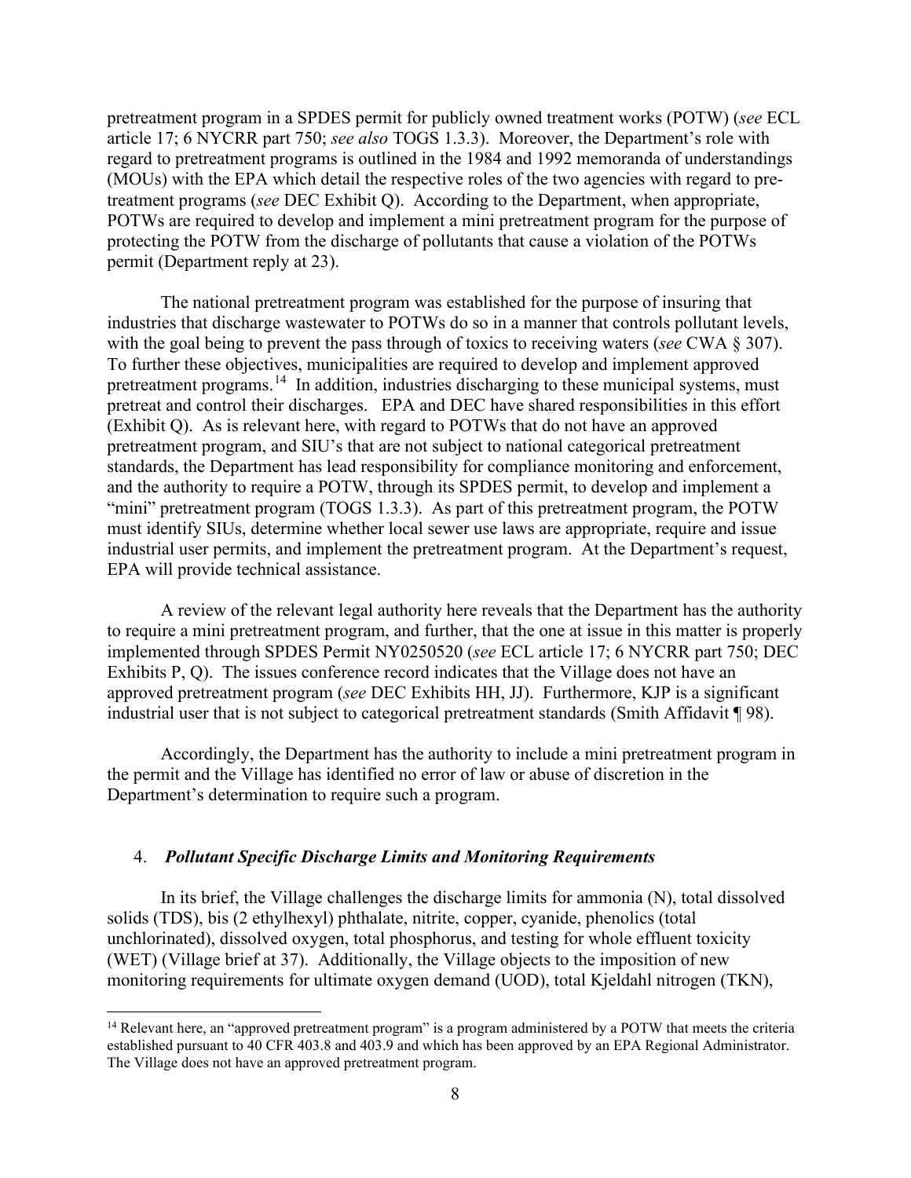pretreatment program in a SPDES permit for publicly owned treatment works (POTW) (*see* ECL article 17; 6 NYCRR part 750; *see also* TOGS 1.3.3). Moreover, the Department's role with regard to pretreatment programs is outlined in the 1984 and 1992 memoranda of understandings (MOUs) with the EPA which detail the respective roles of the two agencies with regard to pretreatment programs (*see* DEC Exhibit Q). According to the Department, when appropriate, POTWs are required to develop and implement a mini pretreatment program for the purpose of protecting the POTW from the discharge of pollutants that cause a violation of the POTWs permit (Department reply at 23).

The national pretreatment program was established for the purpose of insuring that industries that discharge wastewater to POTWs do so in a manner that controls pollutant levels, with the goal being to prevent the pass through of toxics to receiving waters (*see* CWA § 307). To further these objectives, municipalities are required to develop and implement approved pretreatment programs.[14] In addition, industries discharging to these municipal systems, must pretreat and control their discharges. EPA and DEC have shared responsibilities in this effort (Exhibit Q). As is relevant here, with regard to POTWs that do not have an approved pretreatment program, and SIU's that are not subject to national categorical pretreatment standards, the Department has lead responsibility for compliance monitoring and enforcement, and the authority to require a POTW, through its SPDES permit, to develop and implement a "mini" pretreatment program (TOGS 1.3.3). As part of this pretreatment program, the POTW must identify SIUs, determine whether local sewer use laws are appropriate, require and issue industrial user permits, and implement the pretreatment program. At the Department's request, EPA will provide technical assistance.

A review of the relevant legal authority here reveals that the Department has the authority to require a mini pretreatment program, and further, that the one at issue in this matter is properly implemented through SPDES Permit NY0250520 (*see* ECL article 17; 6 NYCRR part 750; DEC Exhibits P, Q). The issues conference record indicates that the Village does not have an approved pretreatment program (*see* DEC Exhibits HH, JJ). Furthermore, KJP is a significant industrial user that is not subject to categorical pretreatment standards (Smith Affidavit ¶ 98).

Accordingly, the Department has the authority to include a mini pretreatment program in the permit and the Village has identified no error of law or abuse of discretion in the Department's determination to require such a program.

#### 4. ***Pollutant Specific Discharge Limits and Monitoring Requirements***

In its brief, the Village challenges the discharge limits for ammonia (N), total dissolved solids (TDS), bis (2 ethylhexyl) phthalate, nitrite, copper, cyanide, phenolics (total unchlorinated), dissolved oxygen, total phosphorus, and testing for whole effluent toxicity (WET) (Village brief at 37). Additionally, the Village objects to the imposition of new monitoring requirements for ultimate oxygen demand (UOD), total Kjeldahl nitrogen (TKN),

---

[14] Relevant here, an "approved pretreatment program" is a program administered by a POTW that meets the criteria established pursuant to 40 CFR 403.8 and 403.9 and which has been approved by an EPA Regional Administrator. The Village does not have an approved pretreatment program.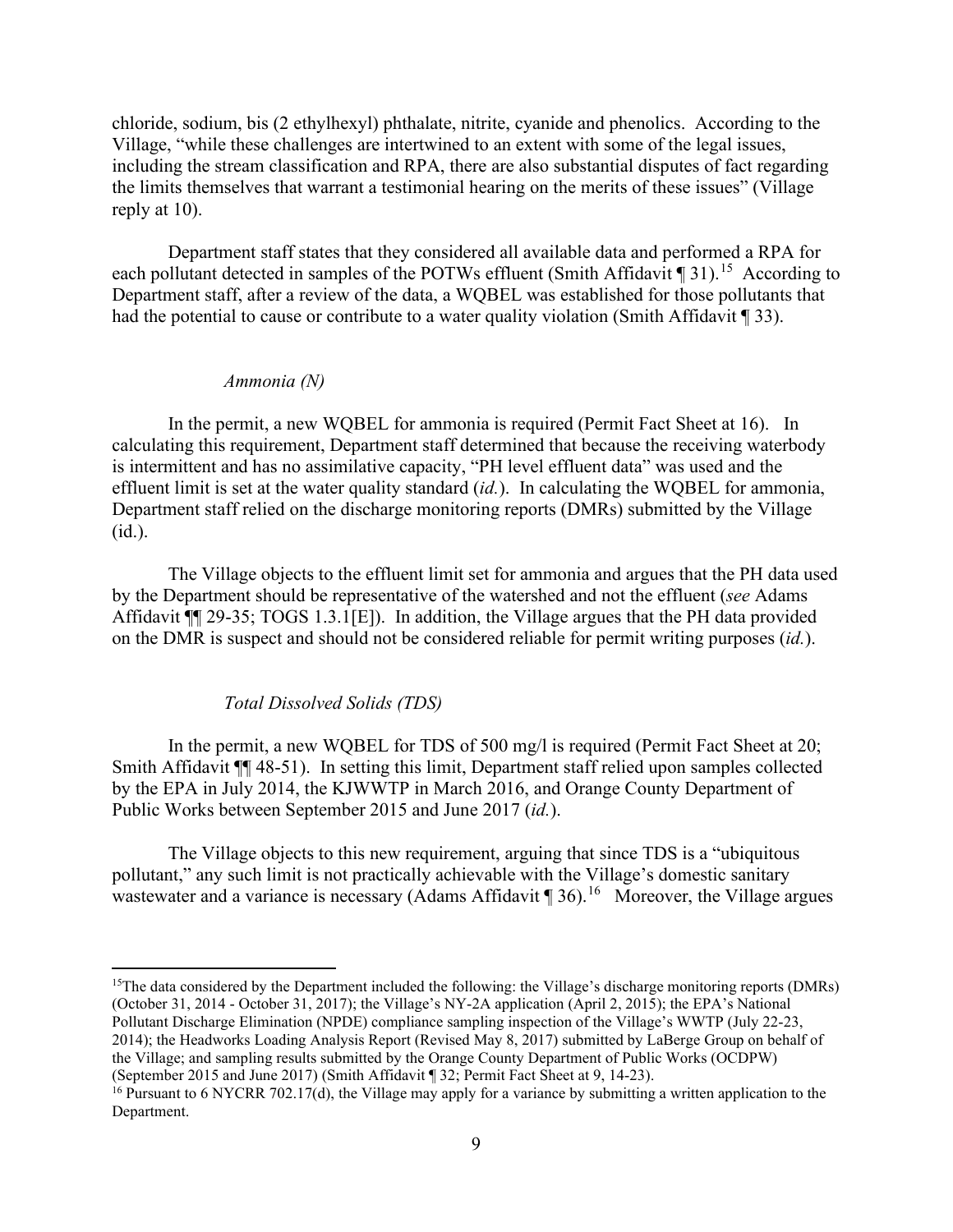chloride, sodium, bis (2 ethylhexyl) phthalate, nitrite, cyanide and phenolics. According to the Village, "while these challenges are intertwined to an extent with some of the legal issues, including the stream classification and RPA, there are also substantial disputes of fact regarding the limits themselves that warrant a testimonial hearing on the merits of these issues" (Village reply at 10).

Department staff states that they considered all available data and performed a RPA for each pollutant detected in samples of the POTWs effluent (Smith Affidavit ¶ 31).[15] According to Department staff, after a review of the data, a WQBEL was established for those pollutants that had the potential to cause or contribute to a water quality violation (Smith Affidavit ¶ 33).

*Ammonia (N)*

In the permit, a new WQBEL for ammonia is required (Permit Fact Sheet at 16). In calculating this requirement, Department staff determined that because the receiving waterbody is intermittent and has no assimilative capacity, "PH level effluent data" was used and the effluent limit is set at the water quality standard (*id.*). In calculating the WQBEL for ammonia, Department staff relied on the discharge monitoring reports (DMRs) submitted by the Village (id.).

The Village objects to the effluent limit set for ammonia and argues that the PH data used by the Department should be representative of the watershed and not the effluent (*see* Adams Affidavit ¶¶ 29-35; TOGS 1.3.1[E]). In addition, the Village argues that the PH data provided on the DMR is suspect and should not be considered reliable for permit writing purposes (*id.*).

*Total Dissolved Solids (TDS)*

In the permit, a new WQBEL for TDS of 500 mg/l is required (Permit Fact Sheet at 20; Smith Affidavit ¶¶ 48-51). In setting this limit, Department staff relied upon samples collected by the EPA in July 2014, the KJWWTP in March 2016, and Orange County Department of Public Works between September 2015 and June 2017 (*id.*).

The Village objects to this new requirement, arguing that since TDS is a "ubiquitous pollutant," any such limit is not practically achievable with the Village's domestic sanitary wastewater and a variance is necessary (Adams Affidavit ¶ 36).[16] Moreover, the Village argues

---

[15] The data considered by the Department included the following: the Village's discharge monitoring reports (DMRs) (October 31, 2014 - October 31, 2017); the Village's NY-2A application (April 2, 2015); the EPA's National Pollutant Discharge Elimination (NPDE) compliance sampling inspection of the Village's WWTP (July 22-23, 2014); the Headworks Loading Analysis Report (Revised May 8, 2017) submitted by LaBerge Group on behalf of the Village; and sampling results submitted by the Orange County Department of Public Works (OCDPW) (September 2015 and June 2017) (Smith Affidavit ¶ 32; Permit Fact Sheet at 9, 14-23).

[16] Pursuant to 6 NYCRR 702.17(d), the Village may apply for a variance by submitting a written application to the Department.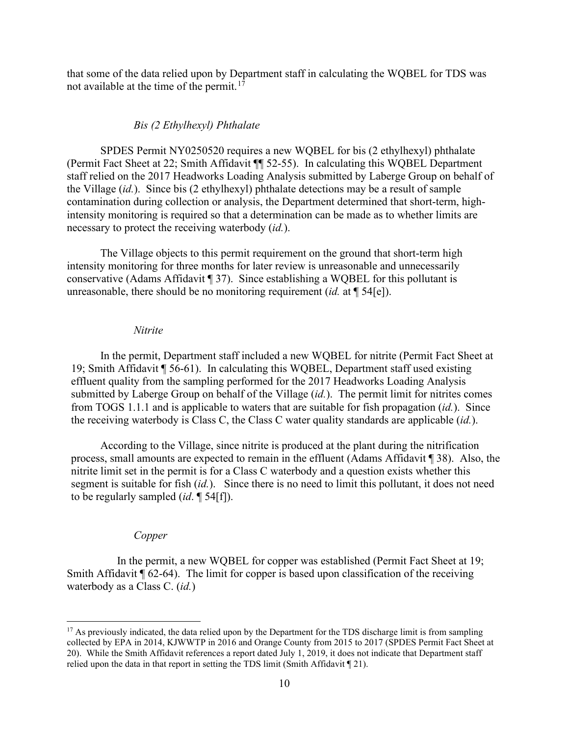that some of the data relied upon by Department staff in calculating the WQBEL for TDS was not available at the time of the permit.[17]

*Bis (2 Ethylhexyl) Phthalate*

SPDES Permit NY0250520 requires a new WQBEL for bis (2 ethylhexyl) phthalate (Permit Fact Sheet at 22; Smith Affidavit ¶¶ 52-55). In calculating this WQBEL Department staff relied on the 2017 Headworks Loading Analysis submitted by Laberge Group on behalf of the Village (*id.*). Since bis (2 ethylhexyl) phthalate detections may be a result of sample contamination during collection or analysis, the Department determined that short-term, high-intensity monitoring is required so that a determination can be made as to whether limits are necessary to protect the receiving waterbody (*id.*).

The Village objects to this permit requirement on the ground that short-term high intensity monitoring for three months for later review is unreasonable and unnecessarily conservative (Adams Affidavit ¶ 37). Since establishing a WQBEL for this pollutant is unreasonable, there should be no monitoring requirement (*id.* at ¶ 54[e]).

*Nitrite*

In the permit, Department staff included a new WQBEL for nitrite (Permit Fact Sheet at 19; Smith Affidavit ¶ 56-61). In calculating this WQBEL, Department staff used existing effluent quality from the sampling performed for the 2017 Headworks Loading Analysis submitted by Laberge Group on behalf of the Village (*id.*). The permit limit for nitrites comes from TOGS 1.1.1 and is applicable to waters that are suitable for fish propagation (*id.*). Since the receiving waterbody is Class C, the Class C water quality standards are applicable (*id.*).

According to the Village, since nitrite is produced at the plant during the nitrification process, small amounts are expected to remain in the effluent (Adams Affidavit ¶ 38). Also, the nitrite limit set in the permit is for a Class C waterbody and a question exists whether this segment is suitable for fish (*id.*). Since there is no need to limit this pollutant, it does not need to be regularly sampled (*id*. ¶ 54[f]).

*Copper*

In the permit, a new WQBEL for copper was established (Permit Fact Sheet at 19; Smith Affidavit ¶ 62-64). The limit for copper is based upon classification of the receiving waterbody as a Class C. (*id.*)

---

[17] As previously indicated, the data relied upon by the Department for the TDS discharge limit is from sampling collected by EPA in 2014, KJWWTP in 2016 and Orange County from 2015 to 2017 (SPDES Permit Fact Sheet at 20). While the Smith Affidavit references a report dated July 1, 2019, it does not indicate that Department staff relied upon the data in that report in setting the TDS limit (Smith Affidavit ¶ 21).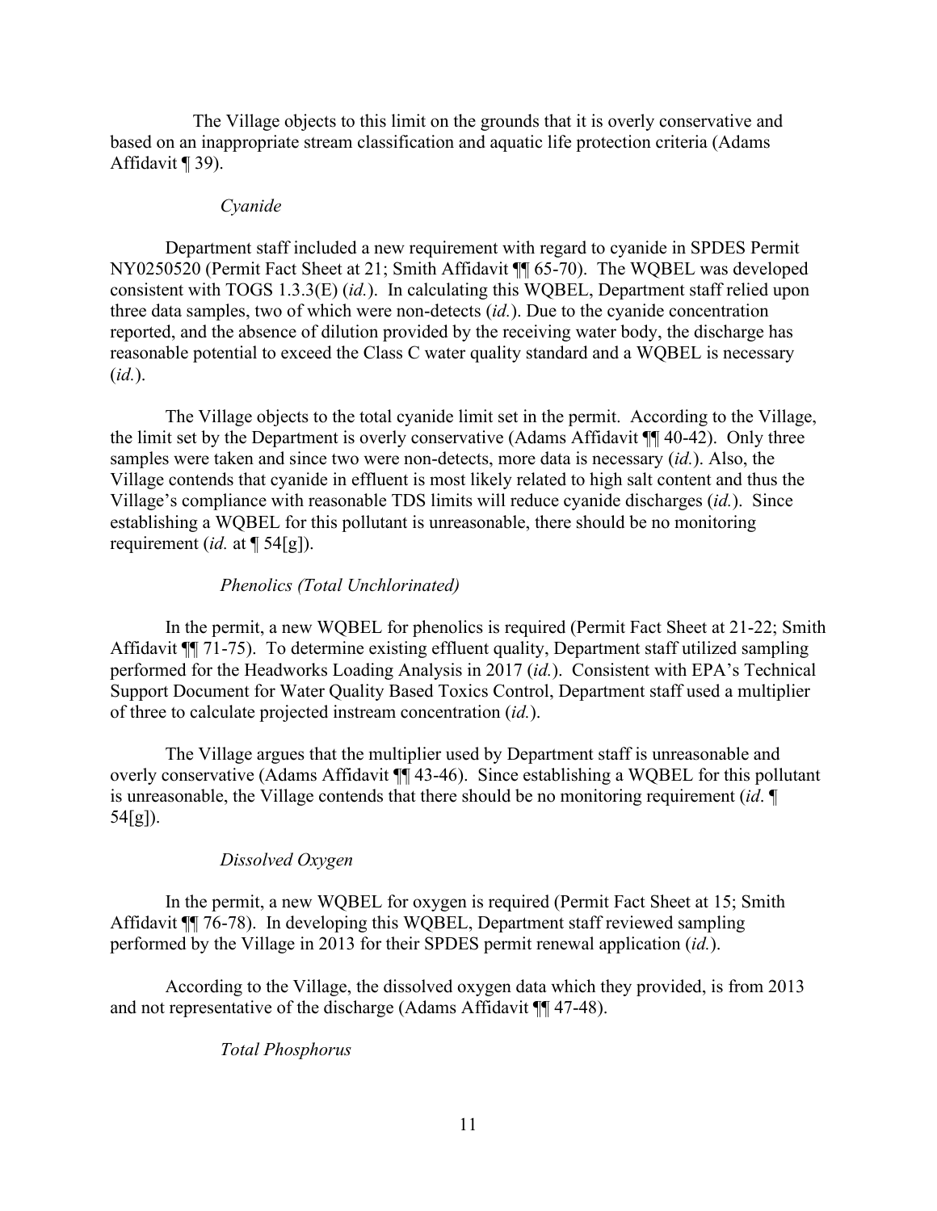The Village objects to this limit on the grounds that it is overly conservative and based on an inappropriate stream classification and aquatic life protection criteria (Adams Affidavit ¶ 39).

*Cyanide*

Department staff included a new requirement with regard to cyanide in SPDES Permit NY0250520 (Permit Fact Sheet at 21; Smith Affidavit ¶¶ 65-70). The WQBEL was developed consistent with TOGS 1.3.3(E) (*id.*). In calculating this WQBEL, Department staff relied upon three data samples, two of which were non-detects (*id.*). Due to the cyanide concentration reported, and the absence of dilution provided by the receiving water body, the discharge has reasonable potential to exceed the Class C water quality standard and a WQBEL is necessary (*id.*).

The Village objects to the total cyanide limit set in the permit. According to the Village, the limit set by the Department is overly conservative (Adams Affidavit ¶¶ 40-42). Only three samples were taken and since two were non-detects, more data is necessary (*id.*). Also, the Village contends that cyanide in effluent is most likely related to high salt content and thus the Village's compliance with reasonable TDS limits will reduce cyanide discharges (*id.*). Since establishing a WQBEL for this pollutant is unreasonable, there should be no monitoring requirement (*id.* at ¶ 54[g]).

*Phenolics (Total Unchlorinated)*

In the permit, a new WQBEL for phenolics is required (Permit Fact Sheet at 21-22; Smith Affidavit ¶¶ 71-75). To determine existing effluent quality, Department staff utilized sampling performed for the Headworks Loading Analysis in 2017 (*id.*). Consistent with EPA's Technical Support Document for Water Quality Based Toxics Control, Department staff used a multiplier of three to calculate projected instream concentration (*id.*).

The Village argues that the multiplier used by Department staff is unreasonable and overly conservative (Adams Affidavit ¶¶ 43-46). Since establishing a WQBEL for this pollutant is unreasonable, the Village contends that there should be no monitoring requirement (*id*. ¶ 54[g]).

*Dissolved Oxygen*

In the permit, a new WQBEL for oxygen is required (Permit Fact Sheet at 15; Smith Affidavit ¶¶ 76-78). In developing this WQBEL, Department staff reviewed sampling performed by the Village in 2013 for their SPDES permit renewal application (*id.*).

According to the Village, the dissolved oxygen data which they provided, is from 2013 and not representative of the discharge (Adams Affidavit ¶¶ 47-48).

*Total Phosphorus*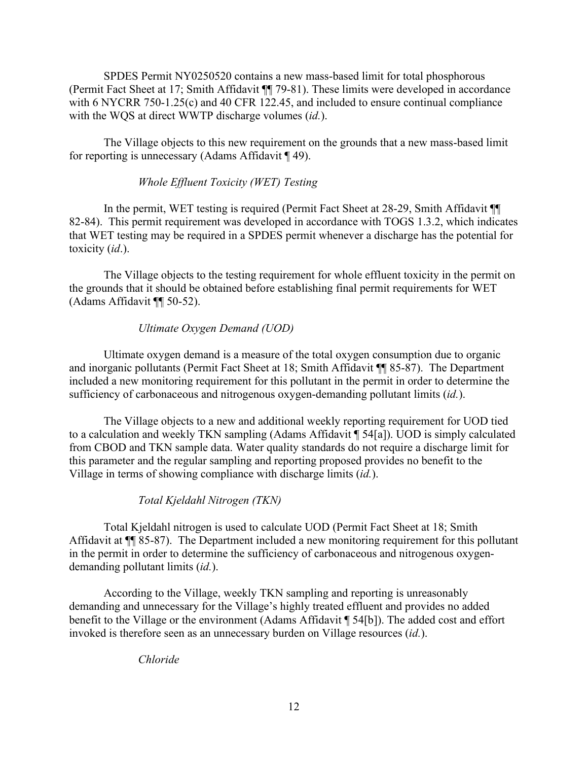SPDES Permit NY0250520 contains a new mass-based limit for total phosphorous (Permit Fact Sheet at 17; Smith Affidavit ¶¶ 79-81). These limits were developed in accordance with 6 NYCRR 750-1.25(c) and 40 CFR 122.45, and included to ensure continual compliance with the WQS at direct WWTP discharge volumes (*id.*).

The Village objects to this new requirement on the grounds that a new mass-based limit for reporting is unnecessary (Adams Affidavit ¶ 49).

*Whole Effluent Toxicity (WET) Testing*

In the permit, WET testing is required (Permit Fact Sheet at 28-29, Smith Affidavit ¶¶ 82-84). This permit requirement was developed in accordance with TOGS 1.3.2, which indicates that WET testing may be required in a SPDES permit whenever a discharge has the potential for toxicity (*id*.).

The Village objects to the testing requirement for whole effluent toxicity in the permit on the grounds that it should be obtained before establishing final permit requirements for WET (Adams Affidavit ¶¶ 50-52).

*Ultimate Oxygen Demand (UOD)*

Ultimate oxygen demand is a measure of the total oxygen consumption due to organic and inorganic pollutants (Permit Fact Sheet at 18; Smith Affidavit ¶¶ 85-87). The Department included a new monitoring requirement for this pollutant in the permit in order to determine the sufficiency of carbonaceous and nitrogenous oxygen-demanding pollutant limits (*id.*).

The Village objects to a new and additional weekly reporting requirement for UOD tied to a calculation and weekly TKN sampling (Adams Affidavit ¶ 54[a]). UOD is simply calculated from CBOD and TKN sample data. Water quality standards do not require a discharge limit for this parameter and the regular sampling and reporting proposed provides no benefit to the Village in terms of showing compliance with discharge limits (*id.*).

*Total Kjeldahl Nitrogen (TKN)*

Total Kjeldahl nitrogen is used to calculate UOD (Permit Fact Sheet at 18; Smith Affidavit at ¶¶ 85-87). The Department included a new monitoring requirement for this pollutant in the permit in order to determine the sufficiency of carbonaceous and nitrogenous oxygen-demanding pollutant limits (*id.*).

According to the Village, weekly TKN sampling and reporting is unreasonably demanding and unnecessary for the Village's highly treated effluent and provides no added benefit to the Village or the environment (Adams Affidavit ¶ 54[b]). The added cost and effort invoked is therefore seen as an unnecessary burden on Village resources (*id.*).

*Chloride*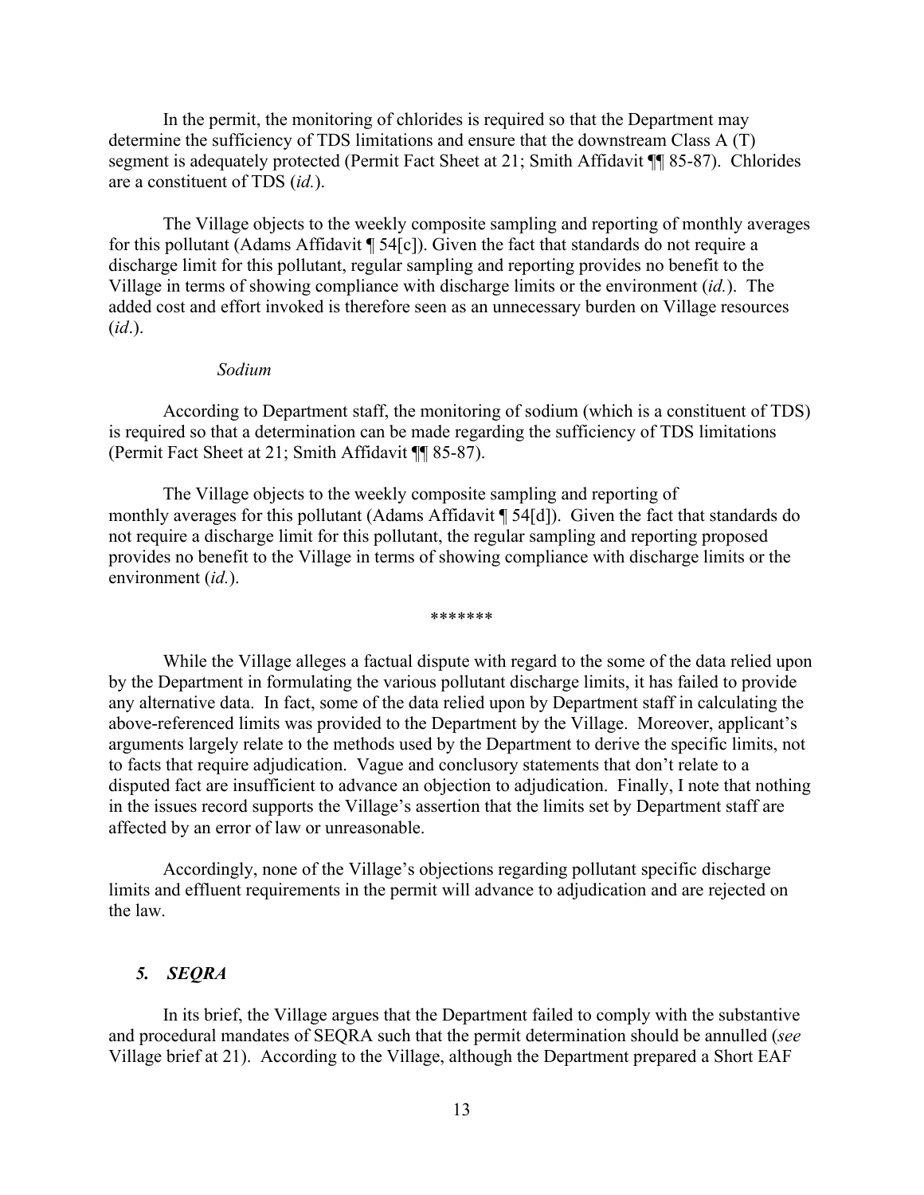In the permit, the monitoring of chlorides is required so that the Department may determine the sufficiency of TDS limitations and ensure that the downstream Class A (T) segment is adequately protected (Permit Fact Sheet at 21; Smith Affidavit ¶¶ 85-87). Chlorides are a constituent of TDS (*id.*).

The Village objects to the weekly composite sampling and reporting of monthly averages for this pollutant (Adams Affidavit ¶ 54[c]). Given the fact that standards do not require a discharge limit for this pollutant, regular sampling and reporting provides no benefit to the Village in terms of showing compliance with discharge limits or the environment (*id.*). The added cost and effort invoked is therefore seen as an unnecessary burden on Village resources (*id*.).

*Sodium*

According to Department staff, the monitoring of sodium (which is a constituent of TDS) is required so that a determination can be made regarding the sufficiency of TDS limitations (Permit Fact Sheet at 21; Smith Affidavit ¶¶ 85-87).

The Village objects to the weekly composite sampling and reporting of monthly averages for this pollutant (Adams Affidavit ¶ 54[d]). Given the fact that standards do not require a discharge limit for this pollutant, the regular sampling and reporting proposed provides no benefit to the Village in terms of showing compliance with discharge limits or the environment (*id.*).

*******

While the Village alleges a factual dispute with regard to the some of the data relied upon by the Department in formulating the various pollutant discharge limits, it has failed to provide any alternative data. In fact, some of the data relied upon by Department staff in calculating the above-referenced limits was provided to the Department by the Village. Moreover, applicant's arguments largely relate to the methods used by the Department to derive the specific limits, not to facts that require adjudication. Vague and conclusory statements that don't relate to a disputed fact are insufficient to advance an objection to adjudication. Finally, I note that nothing in the issues record supports the Village's assertion that the limits set by Department staff are affected by an error of law or unreasonable.

Accordingly, none of the Village's objections regarding pollutant specific discharge limits and effluent requirements in the permit will advance to adjudication and are rejected on the law.

### *5. SEQRA*

In its brief, the Village argues that the Department failed to comply with the substantive and procedural mandates of SEQRA such that the permit determination should be annulled (*see* Village brief at 21). According to the Village, although the Department prepared a Short EAF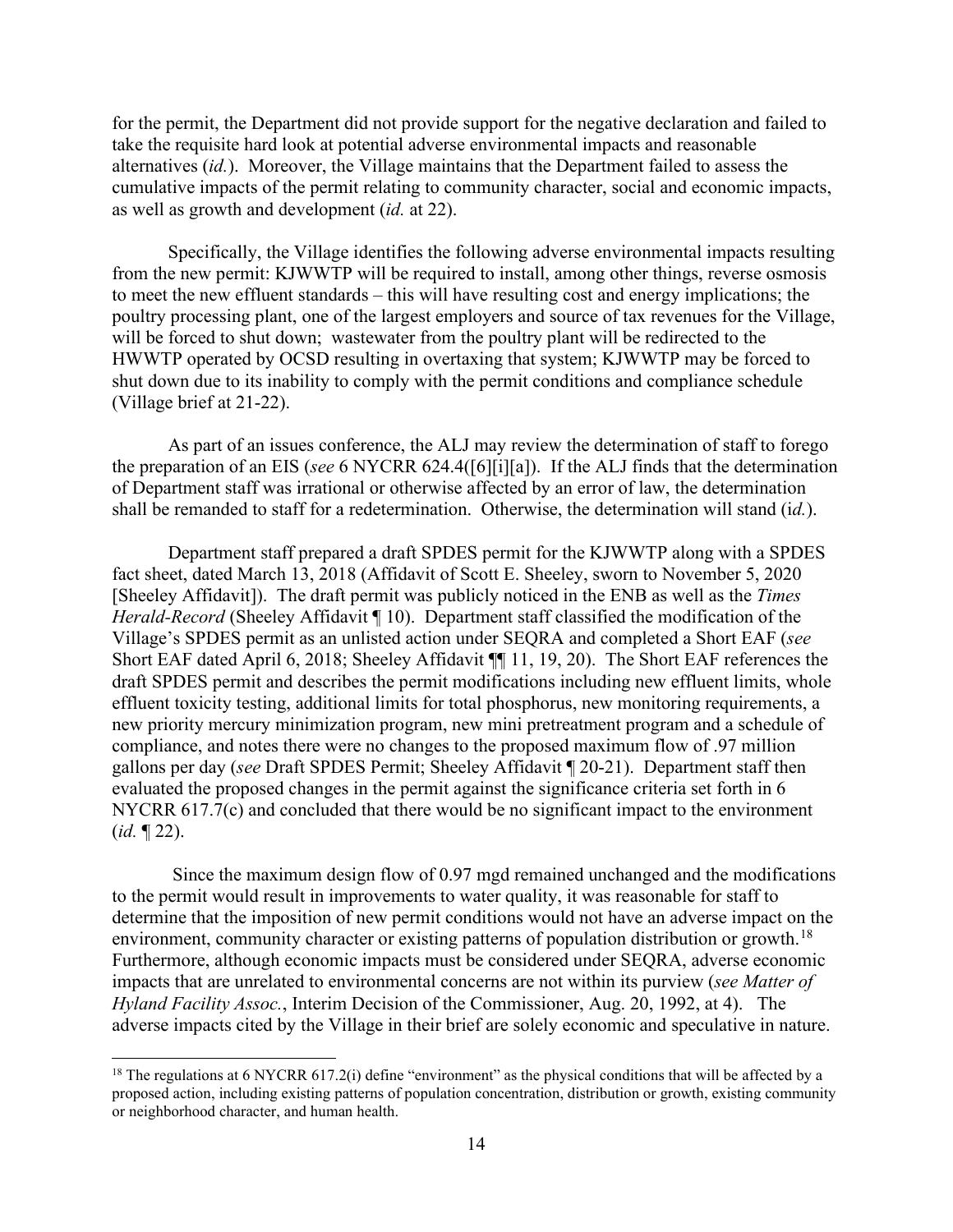for the permit, the Department did not provide support for the negative declaration and failed to take the requisite hard look at potential adverse environmental impacts and reasonable alternatives (*id.*). Moreover, the Village maintains that the Department failed to assess the cumulative impacts of the permit relating to community character, social and economic impacts, as well as growth and development (*id.* at 22).

Specifically, the Village identifies the following adverse environmental impacts resulting from the new permit: KJWWTP will be required to install, among other things, reverse osmosis to meet the new effluent standards – this will have resulting cost and energy implications; the poultry processing plant, one of the largest employers and source of tax revenues for the Village, will be forced to shut down; wastewater from the poultry plant will be redirected to the HWWTP operated by OCSD resulting in overtaxing that system; KJWWTP may be forced to shut down due to its inability to comply with the permit conditions and compliance schedule (Village brief at 21-22).

As part of an issues conference, the ALJ may review the determination of staff to forego the preparation of an EIS (*see* 6 NYCRR 624.4([6][i][a]). If the ALJ finds that the determination of Department staff was irrational or otherwise affected by an error of law, the determination shall be remanded to staff for a redetermination. Otherwise, the determination will stand (i*d.*).

Department staff prepared a draft SPDES permit for the KJWWTP along with a SPDES fact sheet, dated March 13, 2018 (Affidavit of Scott E. Sheeley, sworn to November 5, 2020 [Sheeley Affidavit]). The draft permit was publicly noticed in the ENB as well as the *Times Herald-Record* (Sheeley Affidavit ¶ 10). Department staff classified the modification of the Village's SPDES permit as an unlisted action under SEQRA and completed a Short EAF (*see* Short EAF dated April 6, 2018; Sheeley Affidavit ¶¶ 11, 19, 20). The Short EAF references the draft SPDES permit and describes the permit modifications including new effluent limits, whole effluent toxicity testing, additional limits for total phosphorus, new monitoring requirements, a new priority mercury minimization program, new mini pretreatment program and a schedule of compliance, and notes there were no changes to the proposed maximum flow of .97 million gallons per day (*see* Draft SPDES Permit; Sheeley Affidavit ¶ 20-21). Department staff then evaluated the proposed changes in the permit against the significance criteria set forth in 6 NYCRR 617.7(c) and concluded that there would be no significant impact to the environment (*id.* ¶ 22).

Since the maximum design flow of 0.97 mgd remained unchanged and the modifications to the permit would result in improvements to water quality, it was reasonable for staff to determine that the imposition of new permit conditions would not have an adverse impact on the environment, community character or existing patterns of population distribution or growth.[18] Furthermore, although economic impacts must be considered under SEQRA, adverse economic impacts that are unrelated to environmental concerns are not within its purview (*see Matter of Hyland Facility Assoc.*, Interim Decision of the Commissioner, Aug. 20, 1992, at 4). The adverse impacts cited by the Village in their brief are solely economic and speculative in nature.

[18] The regulations at 6 NYCRR 617.2(i) define "environment" as the physical conditions that will be affected by a proposed action, including existing patterns of population concentration, distribution or growth, existing community or neighborhood character, and human health.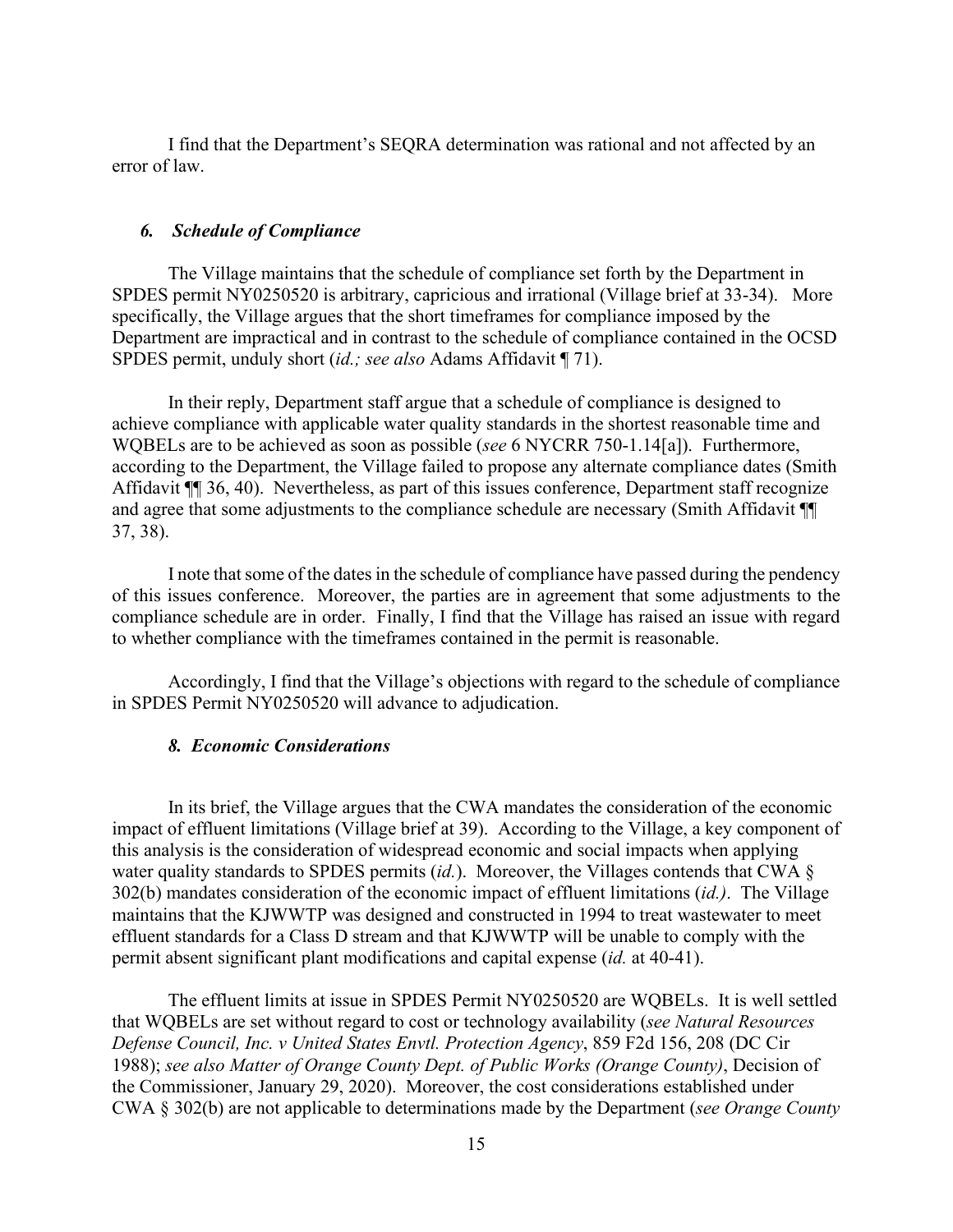I find that the Department's SEQRA determination was rational and not affected by an error of law.

### *6. Schedule of Compliance*

The Village maintains that the schedule of compliance set forth by the Department in SPDES permit NY0250520 is arbitrary, capricious and irrational (Village brief at 33-34). More specifically, the Village argues that the short timeframes for compliance imposed by the Department are impractical and in contrast to the schedule of compliance contained in the OCSD SPDES permit, unduly short (*id.; see also* Adams Affidavit ¶ 71).

In their reply, Department staff argue that a schedule of compliance is designed to achieve compliance with applicable water quality standards in the shortest reasonable time and WQBELs are to be achieved as soon as possible (*see* 6 NYCRR 750-1.14[a]). Furthermore, according to the Department, the Village failed to propose any alternate compliance dates (Smith Affidavit ¶¶ 36, 40). Nevertheless, as part of this issues conference, Department staff recognize and agree that some adjustments to the compliance schedule are necessary (Smith Affidavit ¶¶ 37, 38).

I note that some of the dates in the schedule of compliance have passed during the pendency of this issues conference. Moreover, the parties are in agreement that some adjustments to the compliance schedule are in order. Finally, I find that the Village has raised an issue with regard to whether compliance with the timeframes contained in the permit is reasonable.

Accordingly, I find that the Village's objections with regard to the schedule of compliance in SPDES Permit NY0250520 will advance to adjudication.

### *8. Economic Considerations*

In its brief, the Village argues that the CWA mandates the consideration of the economic impact of effluent limitations (Village brief at 39). According to the Village, a key component of this analysis is the consideration of widespread economic and social impacts when applying water quality standards to SPDES permits (*id.*). Moreover, the Villages contends that CWA § 302(b) mandates consideration of the economic impact of effluent limitations (*id.)*. The Village maintains that the KJWWTP was designed and constructed in 1994 to treat wastewater to meet effluent standards for a Class D stream and that KJWWTP will be unable to comply with the permit absent significant plant modifications and capital expense (*id.* at 40-41).

The effluent limits at issue in SPDES Permit NY0250520 are WQBELs. It is well settled that WQBELs are set without regard to cost or technology availability (*see Natural Resources Defense Council, Inc. v United States Envtl. Protection Agency*, 859 F2d 156, 208 (DC Cir 1988); *see also Matter of Orange County Dept. of Public Works (Orange County)*, Decision of the Commissioner, January 29, 2020). Moreover, the cost considerations established under CWA § 302(b) are not applicable to determinations made by the Department (*see Orange County*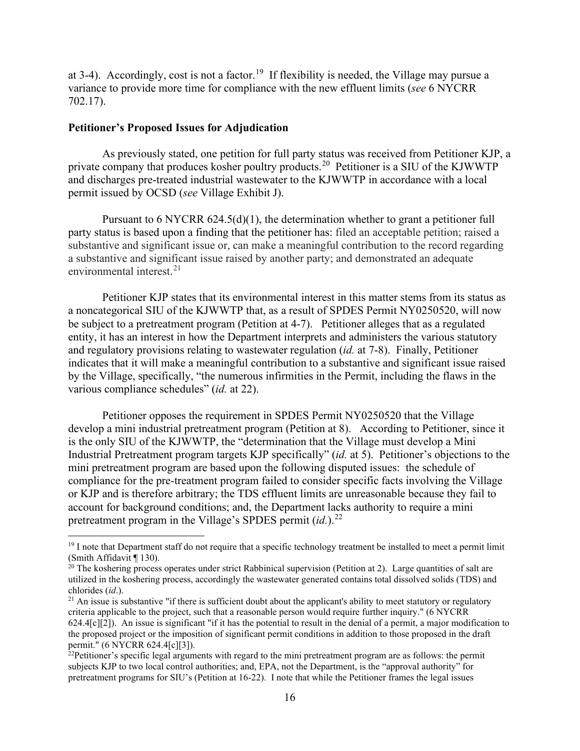at 3-4). Accordingly, cost is not a factor.[19] If flexibility is needed, the Village may pursue a variance to provide more time for compliance with the new effluent limits (*see* 6 NYCRR 702.17).

**Petitioner's Proposed Issues for Adjudication**

As previously stated, one petition for full party status was received from Petitioner KJP, a private company that produces kosher poultry products.[20] Petitioner is a SIU of the KJWWTP and discharges pre-treated industrial wastewater to the KJWWTP in accordance with a local permit issued by OCSD (*see* Village Exhibit J).

Pursuant to 6 NYCRR 624.5(d)(1), the determination whether to grant a petitioner full party status is based upon a finding that the petitioner has: filed an acceptable petition; raised a substantive and significant issue or, can make a meaningful contribution to the record regarding a substantive and significant issue raised by another party; and demonstrated an adequate environmental interest.[21]

Petitioner KJP states that its environmental interest in this matter stems from its status as a noncategorical SIU of the KJWWTP that, as a result of SPDES Permit NY0250520, will now be subject to a pretreatment program (Petition at 4-7). Petitioner alleges that as a regulated entity, it has an interest in how the Department interprets and administers the various statutory and regulatory provisions relating to wastewater regulation (*id.* at 7-8). Finally, Petitioner indicates that it will make a meaningful contribution to a substantive and significant issue raised by the Village, specifically, "the numerous infirmities in the Permit, including the flaws in the various compliance schedules" (*id.* at 22).

Petitioner opposes the requirement in SPDES Permit NY0250520 that the Village develop a mini industrial pretreatment program (Petition at 8). According to Petitioner, since it is the only SIU of the KJWWTP, the "determination that the Village must develop a Mini Industrial Pretreatment program targets KJP specifically" (*id.* at 5). Petitioner's objections to the mini pretreatment program are based upon the following disputed issues: the schedule of compliance for the pre-treatment program failed to consider specific facts involving the Village or KJP and is therefore arbitrary; the TDS effluent limits are unreasonable because they fail to account for background conditions; and, the Department lacks authority to require a mini pretreatment program in the Village's SPDES permit (*id.*).[22]

---

[19] I note that Department staff do not require that a specific technology treatment be installed to meet a permit limit (Smith Affidavit ¶ 130).

[20] The koshering process operates under strict Rabbinical supervision (Petition at 2). Large quantities of salt are utilized in the koshering process, accordingly the wastewater generated contains total dissolved solids (TDS) and chlorides (*id*.).

[21] An issue is substantive "if there is sufficient doubt about the applicant's ability to meet statutory or regulatory criteria applicable to the project, such that a reasonable person would require further inquiry." (6 NYCRR 624.4[c][2]). An issue is significant "if it has the potential to result in the denial of a permit, a major modification to the proposed project or the imposition of significant permit conditions in addition to those proposed in the draft permit." (6 NYCRR 624.4[c][3]).

[22] Petitioner's specific legal arguments with regard to the mini pretreatment program are as follows: the permit subjects KJP to two local control authorities; and, EPA, not the Department, is the "approval authority" for pretreatment programs for SIU's (Petition at 16-22). I note that while the Petitioner frames the legal issues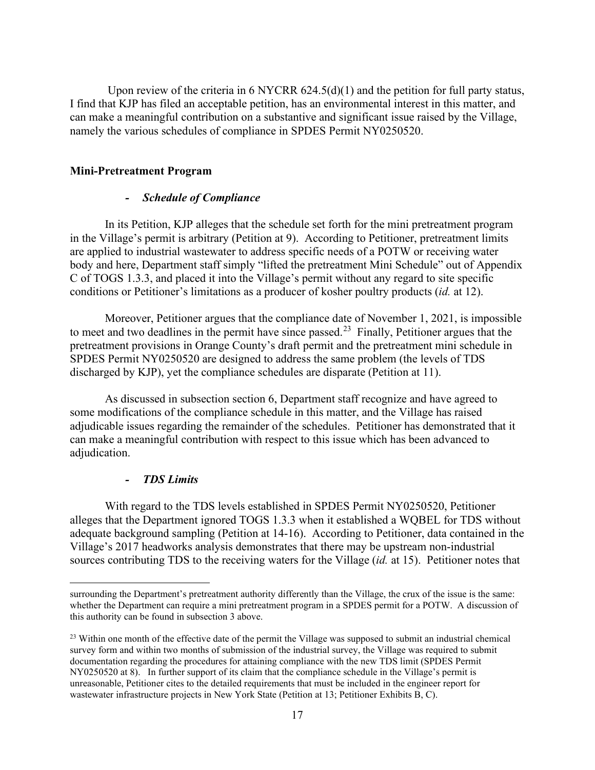Upon review of the criteria in 6 NYCRR 624.5(d)(1) and the petition for full party status, I find that KJP has filed an acceptable petition, has an environmental interest in this matter, and can make a meaningful contribution on a substantive and significant issue raised by the Village, namely the various schedules of compliance in SPDES Permit NY0250520.

**Mini-Pretreatment Program**

- ***Schedule of Compliance***

In its Petition, KJP alleges that the schedule set forth for the mini pretreatment program in the Village's permit is arbitrary (Petition at 9). According to Petitioner, pretreatment limits are applied to industrial wastewater to address specific needs of a POTW or receiving water body and here, Department staff simply "lifted the pretreatment Mini Schedule" out of Appendix C of TOGS 1.3.3, and placed it into the Village's permit without any regard to site specific conditions or Petitioner's limitations as a producer of kosher poultry products (*id.* at 12).

Moreover, Petitioner argues that the compliance date of November 1, 2021, is impossible to meet and two deadlines in the permit have since passed.[23] Finally, Petitioner argues that the pretreatment provisions in Orange County's draft permit and the pretreatment mini schedule in SPDES Permit NY0250520 are designed to address the same problem (the levels of TDS discharged by KJP), yet the compliance schedules are disparate (Petition at 11).

As discussed in subsection section 6, Department staff recognize and have agreed to some modifications of the compliance schedule in this matter, and the Village has raised adjudicable issues regarding the remainder of the schedules. Petitioner has demonstrated that it can make a meaningful contribution with respect to this issue which has been advanced to adjudication.

- ***TDS Limits***

With regard to the TDS levels established in SPDES Permit NY0250520, Petitioner alleges that the Department ignored TOGS 1.3.3 when it established a WQBEL for TDS without adequate background sampling (Petition at 14-16). According to Petitioner, data contained in the Village's 2017 headworks analysis demonstrates that there may be upstream non-industrial sources contributing TDS to the receiving waters for the Village (*id.* at 15). Petitioner notes that

---

surrounding the Department's pretreatment authority differently than the Village, the crux of the issue is the same: whether the Department can require a mini pretreatment program in a SPDES permit for a POTW. A discussion of this authority can be found in subsection 3 above.

[23] Within one month of the effective date of the permit the Village was supposed to submit an industrial chemical survey form and within two months of submission of the industrial survey, the Village was required to submit documentation regarding the procedures for attaining compliance with the new TDS limit (SPDES Permit NY0250520 at 8). In further support of its claim that the compliance schedule in the Village's permit is unreasonable, Petitioner cites to the detailed requirements that must be included in the engineer report for wastewater infrastructure projects in New York State (Petition at 13; Petitioner Exhibits B, C).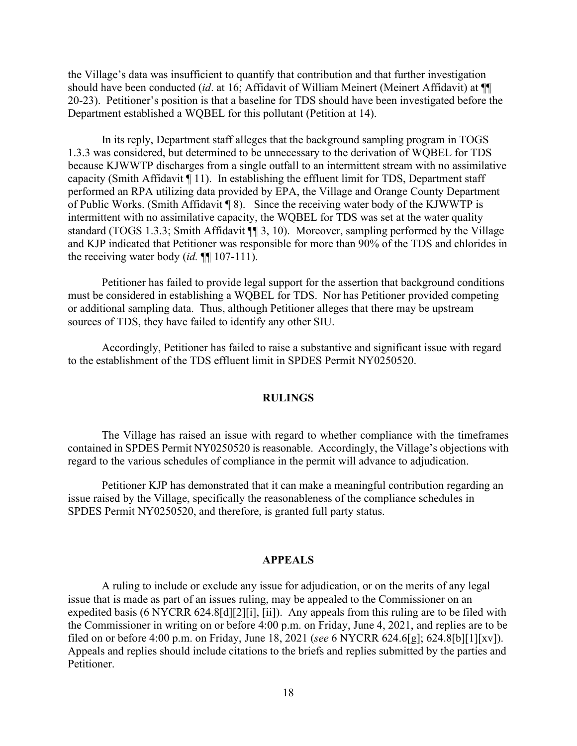the Village's data was insufficient to quantify that contribution and that further investigation should have been conducted (*id*. at 16; Affidavit of William Meinert (Meinert Affidavit) at ¶¶ 20-23). Petitioner's position is that a baseline for TDS should have been investigated before the Department established a WQBEL for this pollutant (Petition at 14).

In its reply, Department staff alleges that the background sampling program in TOGS 1.3.3 was considered, but determined to be unnecessary to the derivation of WQBEL for TDS because KJWWTP discharges from a single outfall to an intermittent stream with no assimilative capacity (Smith Affidavit ¶ 11). In establishing the effluent limit for TDS, Department staff performed an RPA utilizing data provided by EPA, the Village and Orange County Department of Public Works. (Smith Affidavit ¶ 8). Since the receiving water body of the KJWWTP is intermittent with no assimilative capacity, the WQBEL for TDS was set at the water quality standard (TOGS 1.3.3; Smith Affidavit ¶¶ 3, 10). Moreover, sampling performed by the Village and KJP indicated that Petitioner was responsible for more than 90% of the TDS and chlorides in the receiving water body (*id.* ¶¶ 107-111).

Petitioner has failed to provide legal support for the assertion that background conditions must be considered in establishing a WQBEL for TDS. Nor has Petitioner provided competing or additional sampling data. Thus, although Petitioner alleges that there may be upstream sources of TDS, they have failed to identify any other SIU.

Accordingly, Petitioner has failed to raise a substantive and significant issue with regard to the establishment of the TDS effluent limit in SPDES Permit NY0250520.

## RULINGS

The Village has raised an issue with regard to whether compliance with the timeframes contained in SPDES Permit NY0250520 is reasonable. Accordingly, the Village's objections with regard to the various schedules of compliance in the permit will advance to adjudication.

Petitioner KJP has demonstrated that it can make a meaningful contribution regarding an issue raised by the Village, specifically the reasonableness of the compliance schedules in SPDES Permit NY0250520, and therefore, is granted full party status.

## APPEALS

A ruling to include or exclude any issue for adjudication, or on the merits of any legal issue that is made as part of an issues ruling, may be appealed to the Commissioner on an expedited basis (6 NYCRR 624.8[d][2][i], [ii]). Any appeals from this ruling are to be filed with the Commissioner in writing on or before 4:00 p.m. on Friday, June 4, 2021, and replies are to be filed on or before 4:00 p.m. on Friday, June 18, 2021 (*see* 6 NYCRR 624.6[g]; 624.8[b][1][xv]). Appeals and replies should include citations to the briefs and replies submitted by the parties and Petitioner.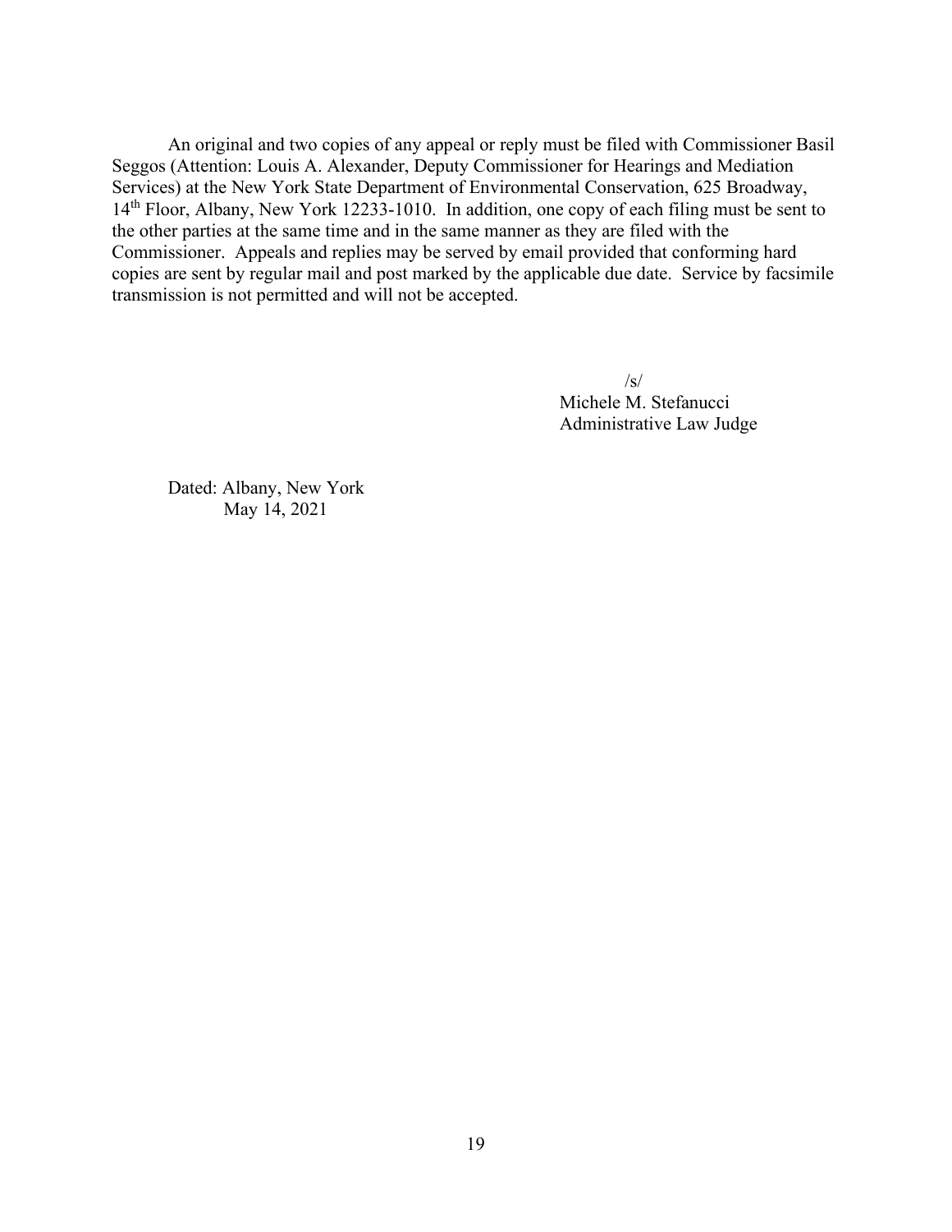An original and two copies of any appeal or reply must be filed with Commissioner Basil Seggos (Attention: Louis A. Alexander, Deputy Commissioner for Hearings and Mediation Services) at the New York State Department of Environmental Conservation, 625 Broadway, 14th Floor, Albany, New York 12233-1010. In addition, one copy of each filing must be sent to the other parties at the same time and in the same manner as they are filed with the Commissioner. Appeals and replies may be served by email provided that conforming hard copies are sent by regular mail and post marked by the applicable due date. Service by facsimile transmission is not permitted and will not be accepted.

/s/
Michele M. Stefanucci
Administrative Law Judge

Dated: Albany, New York
May 14, 2021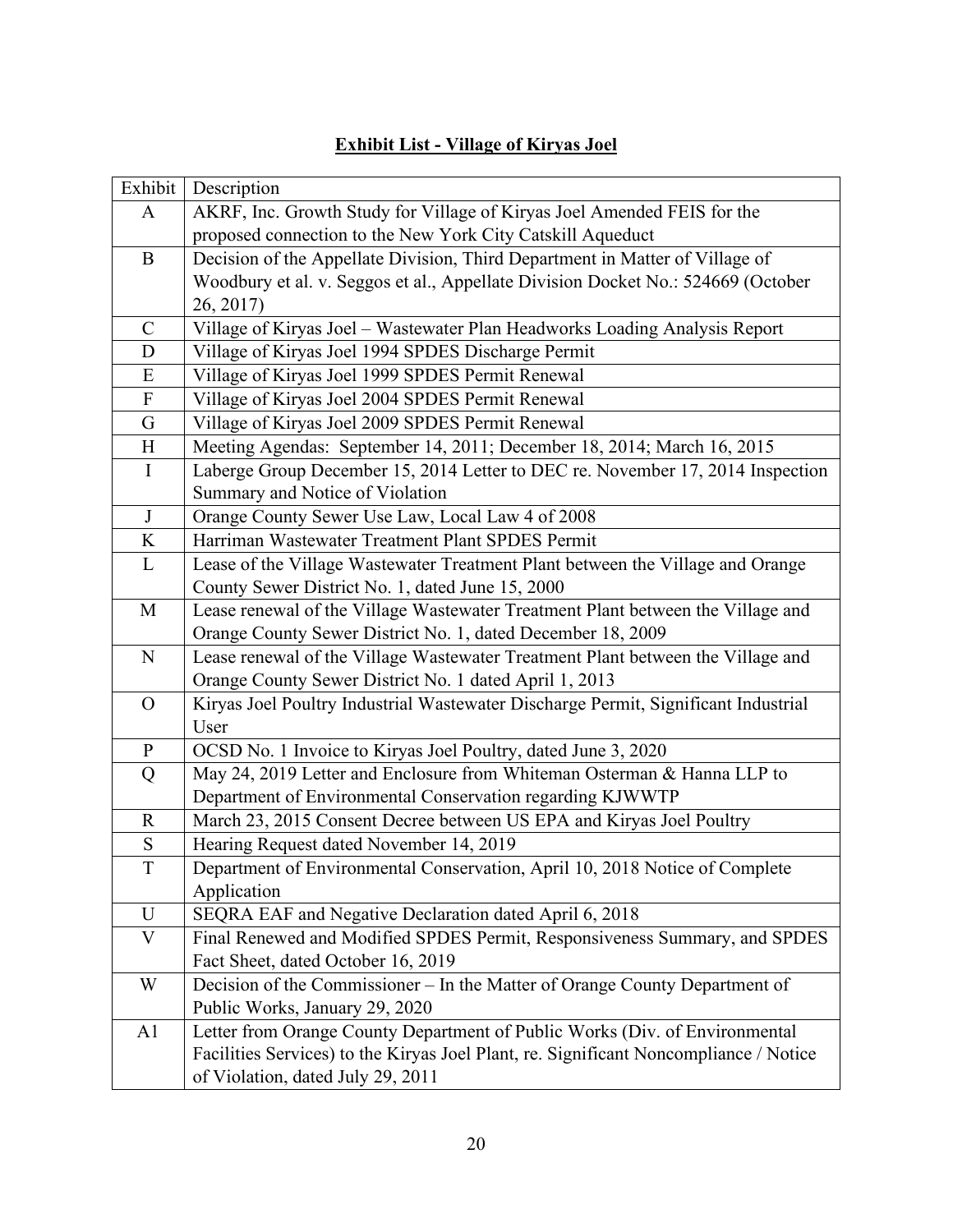**Exhibit List - Village of Kiryas Joel**

| Exhibit | Description |
|---|---|
| A | AKRF, Inc. Growth Study for Village of Kiryas Joel Amended FEIS for the proposed connection to the New York City Catskill Aqueduct |
| B | Decision of the Appellate Division, Third Department in Matter of Village of Woodbury et al. v. Seggos et al., Appellate Division Docket No.: 524669 (October 26, 2017) |
| C | Village of Kiryas Joel – Wastewater Plan Headworks Loading Analysis Report |
| D | Village of Kiryas Joel 1994 SPDES Discharge Permit |
| E | Village of Kiryas Joel 1999 SPDES Permit Renewal |
| F | Village of Kiryas Joel 2004 SPDES Permit Renewal |
| G | Village of Kiryas Joel 2009 SPDES Permit Renewal |
| H | Meeting Agendas: September 14, 2011; December 18, 2014; March 16, 2015 |
| I | Laberge Group December 15, 2014 Letter to DEC re. November 17, 2014 Inspection Summary and Notice of Violation |
| J | Orange County Sewer Use Law, Local Law 4 of 2008 |
| K | Harriman Wastewater Treatment Plant SPDES Permit |
| L | Lease of the Village Wastewater Treatment Plant between the Village and Orange County Sewer District No. 1, dated June 15, 2000 |
| M | Lease renewal of the Village Wastewater Treatment Plant between the Village and Orange County Sewer District No. 1, dated December 18, 2009 |
| N | Lease renewal of the Village Wastewater Treatment Plant between the Village and Orange County Sewer District No. 1 dated April 1, 2013 |
| O | Kiryas Joel Poultry Industrial Wastewater Discharge Permit, Significant Industrial User |
| P | OCSD No. 1 Invoice to Kiryas Joel Poultry, dated June 3, 2020 |
| Q | May 24, 2019 Letter and Enclosure from Whiteman Osterman & Hanna LLP to Department of Environmental Conservation regarding KJWWTP |
| R | March 23, 2015 Consent Decree between US EPA and Kiryas Joel Poultry |
| S | Hearing Request dated November 14, 2019 |
| T | Department of Environmental Conservation, April 10, 2018 Notice of Complete Application |
| U | SEQRA EAF and Negative Declaration dated April 6, 2018 |
| V | Final Renewed and Modified SPDES Permit, Responsiveness Summary, and SPDES Fact Sheet, dated October 16, 2019 |
| W | Decision of the Commissioner – In the Matter of Orange County Department of Public Works, January 29, 2020 |
| A1 | Letter from Orange County Department of Public Works (Div. of Environmental Facilities Services) to the Kiryas Joel Plant, re. Significant Noncompliance / Notice of Violation, dated July 29, 2011 |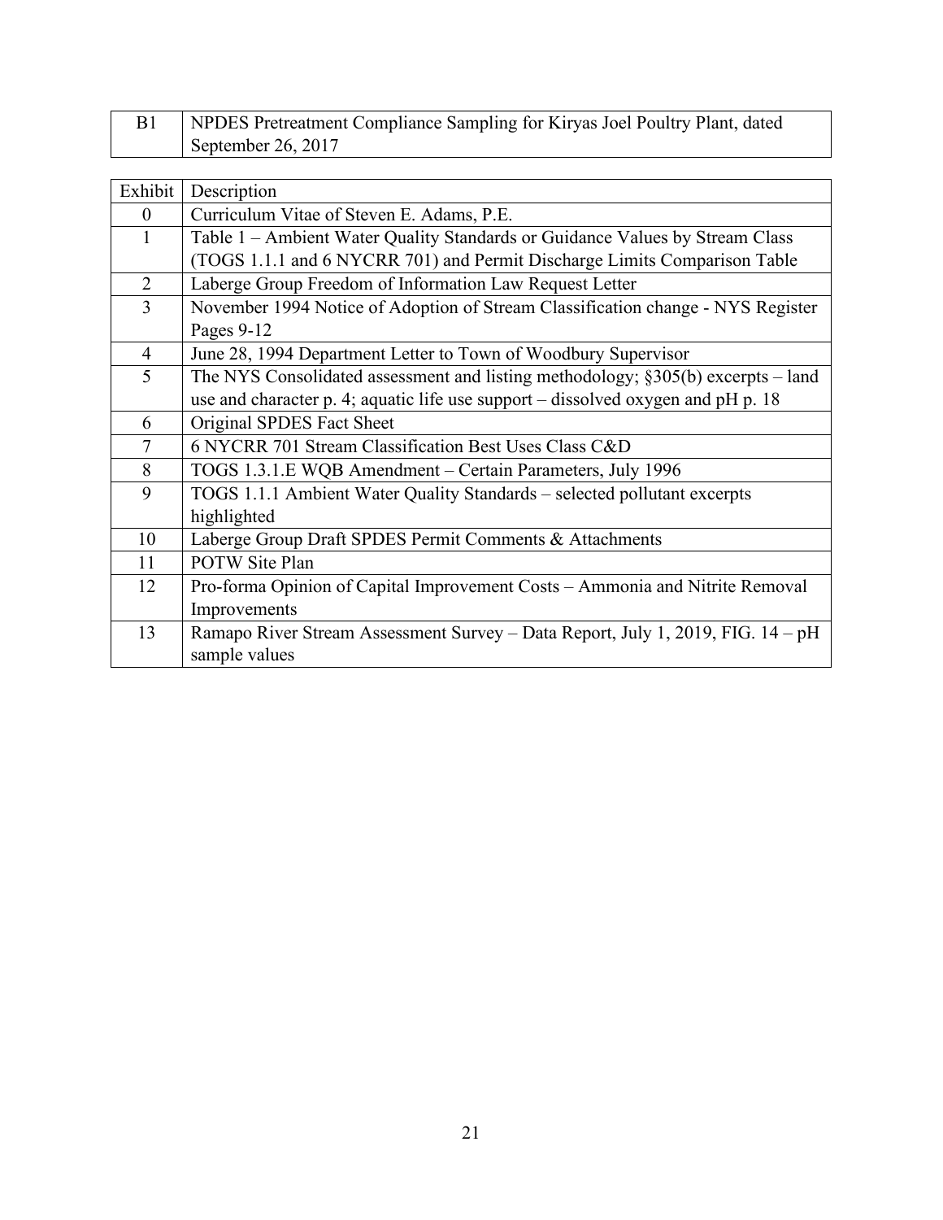| B1 | NPDES Pretreatment Compliance Sampling for Kiryas Joel Poultry Plant, dated September 26, 2017 |
|---|---|

| Exhibit | Description |
|---|---|
| 0 | Curriculum Vitae of Steven E. Adams, P.E. |
| 1 | Table 1 – Ambient Water Quality Standards or Guidance Values by Stream Class (TOGS 1.1.1 and 6 NYCRR 701) and Permit Discharge Limits Comparison Table |
| 2 | Laberge Group Freedom of Information Law Request Letter |
| 3 | November 1994 Notice of Adoption of Stream Classification change - NYS Register Pages 9-12 |
| 4 | June 28, 1994 Department Letter to Town of Woodbury Supervisor |
| 5 | The NYS Consolidated assessment and listing methodology; §305(b) excerpts – land use and character p. 4; aquatic life use support – dissolved oxygen and pH p. 18 |
| 6 | Original SPDES Fact Sheet |
| 7 | 6 NYCRR 701 Stream Classification Best Uses Class C&D |
| 8 | TOGS 1.3.1.E WQB Amendment – Certain Parameters, July 1996 |
| 9 | TOGS 1.1.1 Ambient Water Quality Standards – selected pollutant excerpts highlighted |
| 10 | Laberge Group Draft SPDES Permit Comments & Attachments |
| 11 | POTW Site Plan |
| 12 | Pro-forma Opinion of Capital Improvement Costs – Ammonia and Nitrite Removal Improvements |
| 13 | Ramapo River Stream Assessment Survey – Data Report, July 1, 2019, FIG. 14 – pH sample values |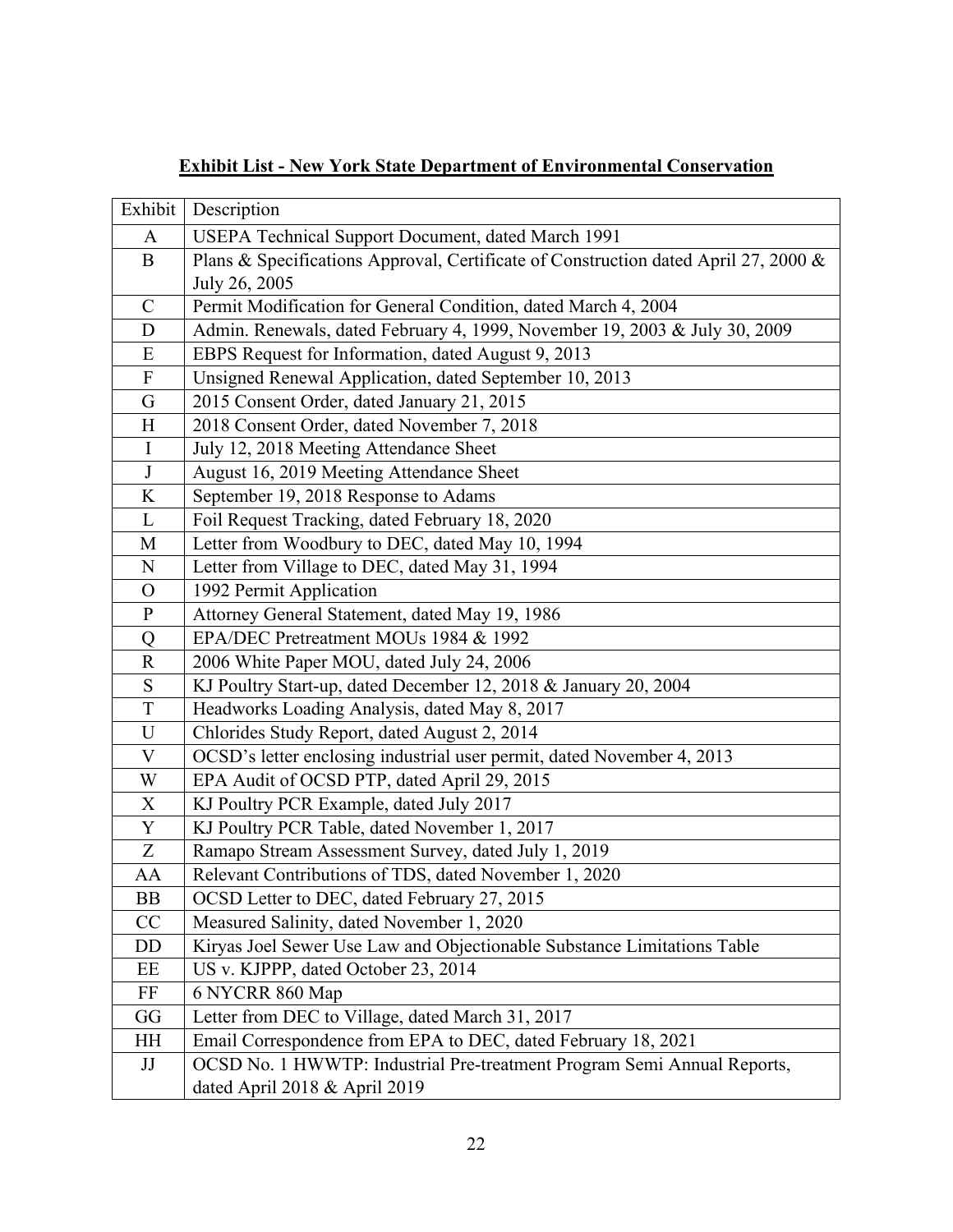**Exhibit List - New York State Department of Environmental Conservation**

| Exhibit | Description |
|---|---|
| A | USEPA Technical Support Document, dated March 1991 |
| B | Plans & Specifications Approval, Certificate of Construction dated April 27, 2000 & July 26, 2005 |
| C | Permit Modification for General Condition, dated March 4, 2004 |
| D | Admin. Renewals, dated February 4, 1999, November 19, 2003 & July 30, 2009 |
| E | EBPS Request for Information, dated August 9, 2013 |
| F | Unsigned Renewal Application, dated September 10, 2013 |
| G | 2015 Consent Order, dated January 21, 2015 |
| H | 2018 Consent Order, dated November 7, 2018 |
| I | July 12, 2018 Meeting Attendance Sheet |
| J | August 16, 2019 Meeting Attendance Sheet |
| K | September 19, 2018 Response to Adams |
| L | Foil Request Tracking, dated February 18, 2020 |
| M | Letter from Woodbury to DEC, dated May 10, 1994 |
| N | Letter from Village to DEC, dated May 31, 1994 |
| O | 1992 Permit Application |
| P | Attorney General Statement, dated May 19, 1986 |
| Q | EPA/DEC Pretreatment MOUs 1984 & 1992 |
| R | 2006 White Paper MOU, dated July 24, 2006 |
| S | KJ Poultry Start-up, dated December 12, 2018 & January 20, 2004 |
| T | Headworks Loading Analysis, dated May 8, 2017 |
| U | Chlorides Study Report, dated August 2, 2014 |
| V | OCSD's letter enclosing industrial user permit, dated November 4, 2013 |
| W | EPA Audit of OCSD PTP, dated April 29, 2015 |
| X | KJ Poultry PCR Example, dated July 2017 |
| Y | KJ Poultry PCR Table, dated November 1, 2017 |
| Z | Ramapo Stream Assessment Survey, dated July 1, 2019 |
| AA | Relevant Contributions of TDS, dated November 1, 2020 |
| BB | OCSD Letter to DEC, dated February 27, 2015 |
| CC | Measured Salinity, dated November 1, 2020 |
| DD | Kiryas Joel Sewer Use Law and Objectionable Substance Limitations Table |
| EE | US v. KJPPP, dated October 23, 2014 |
| FF | 6 NYCRR 860 Map |
| GG | Letter from DEC to Village, dated March 31, 2017 |
| HH | Email Correspondence from EPA to DEC, dated February 18, 2021 |
| JJ | OCSD No. 1 HWWTP: Industrial Pre-treatment Program Semi Annual Reports, dated April 2018 & April 2019 |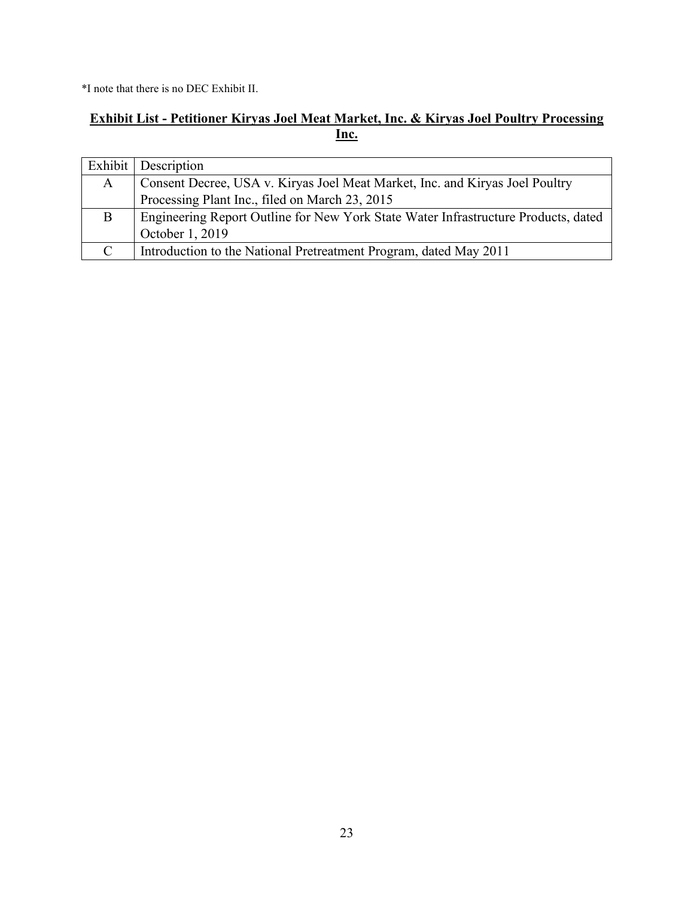*I note that there is no DEC Exhibit II.

**Exhibit List - Petitioner Kiryas Joel Meat Market, Inc. & Kiryas Joel Poultry Processing Inc.**

| Exhibit | Description |
|---|---|
| A | Consent Decree, USA v. Kiryas Joel Meat Market, Inc. and Kiryas Joel Poultry Processing Plant Inc., filed on March 23, 2015 |
| B | Engineering Report Outline for New York State Water Infrastructure Products, dated October 1, 2019 |
| C | Introduction to the National Pretreatment Program, dated May 2011 |